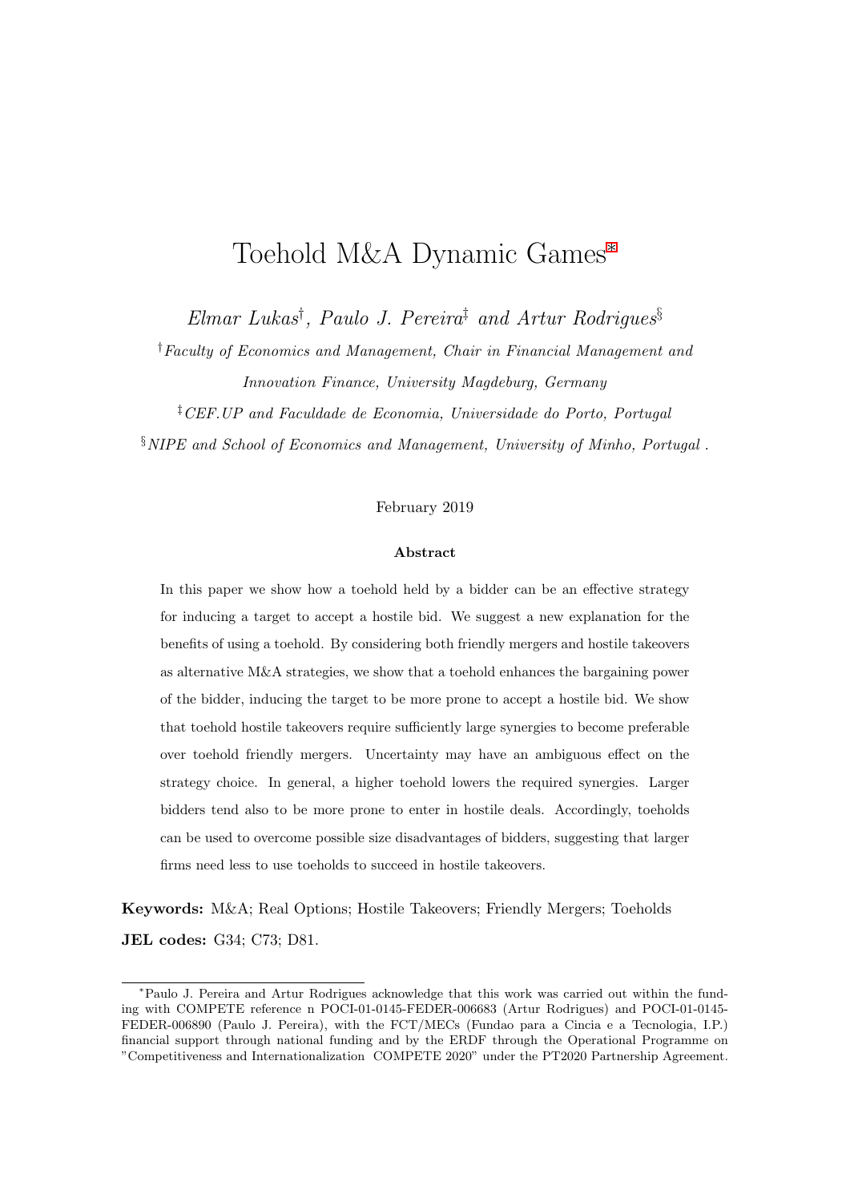# Toehold M&A Dynamic Games[*]

*Elmar Lukas*[†], *Paulo J. Pereira*[‡] *and Artur Rodrigues*[§]

[†]*Faculty of Economics and Management, Chair in Financial Management and Innovation Finance, University Magdeburg, Germany*

[‡]*CEF.UP and Faculdade de Economia, Universidade do Porto, Portugal*

[§]*NIPE and School of Economics and Management, University of Minho, Portugal .*

February 2019

**Abstract**

In this paper we show how a toehold held by a bidder can be an effective strategy for inducing a target to accept a hostile bid. We suggest a new explanation for the benefits of using a toehold. By considering both friendly mergers and hostile takeovers as alternative M&A strategies, we show that a toehold enhances the bargaining power of the bidder, inducing the target to be more prone to accept a hostile bid. We show that toehold hostile takeovers require sufficiently large synergies to become preferable over toehold friendly mergers. Uncertainty may have an ambiguous effect on the strategy choice. In general, a higher toehold lowers the required synergies. Larger bidders tend also to be more prone to enter in hostile deals. Accordingly, toeholds can be used to overcome possible size disadvantages of bidders, suggesting that larger firms need less to use toeholds to succeed in hostile takeovers.

**Keywords:** M&A; Real Options; Hostile Takeovers; Friendly Mergers; Toeholds

**JEL codes:** G34; C73; D81.

---

[*]Paulo J. Pereira and Artur Rodrigues acknowledge that this work was carried out within the funding with COMPETE reference n POCI-01-0145-FEDER-006683 (Artur Rodrigues) and POCI-01-0145-FEDER-006890 (Paulo J. Pereira), with the FCT/MECs (Fundao para a Cincia e a Tecnologia, I.P.) financial support through national funding and by the ERDF through the Operational Programme on "Competitiveness and Internationalization COMPETE 2020" under the PT2020 Partnership Agreement.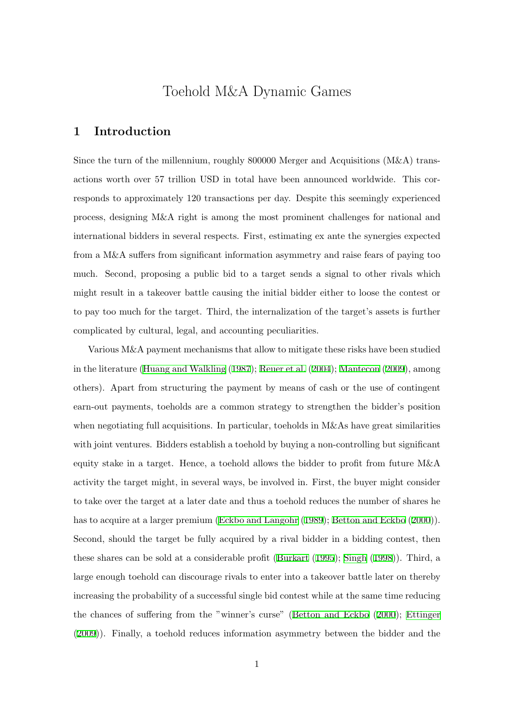# Toehold M&A Dynamic Games

## 1 Introduction

Since the turn of the millennium, roughly 800000 Merger and Acquisitions (M&A) transactions worth over 57 trillion USD in total have been announced worldwide. This corresponds to approximately 120 transactions per day. Despite this seemingly experienced process, designing M&A right is among the most prominent challenges for national and international bidders in several respects. First, estimating ex ante the synergies expected from a M&A suffers from significant information asymmetry and raise fears of paying too much. Second, proposing a public bid to a target sends a signal to other rivals which might result in a takeover battle causing the initial bidder either to loose the contest or to pay too much for the target. Third, the internalization of the target's assets is further complicated by cultural, legal, and accounting peculiarities.

Various M&A payment mechanisms that allow to mitigate these risks have been studied in the literature (Huang and Walkling (1987); Reuer et al. (2004); Mantecon (2009), among others). Apart from structuring the payment by means of cash or the use of contingent earn-out payments, toeholds are a common strategy to strengthen the bidder's position when negotiating full acquisitions. In particular, toeholds in M&As have great similarities with joint ventures. Bidders establish a toehold by buying a non-controlling but significant equity stake in a target. Hence, a toehold allows the bidder to profit from future M&A activity the target might, in several ways, be involved in. First, the buyer might consider to take over the target at a later date and thus a toehold reduces the number of shares he has to acquire at a larger premium (Eckbo and Langohr (1989); Betton and Eckbo (2000)). Second, should the target be fully acquired by a rival bidder in a bidding contest, then these shares can be sold at a considerable profit (Burkart (1995); Singh (1998)). Third, a large enough toehold can discourage rivals to enter into a takeover battle later on thereby increasing the probability of a successful single bid contest while at the same time reducing the chances of suffering from the "winner's curse" (Betton and Eckbo (2000); Ettinger (2009)). Finally, a toehold reduces information asymmetry between the bidder and the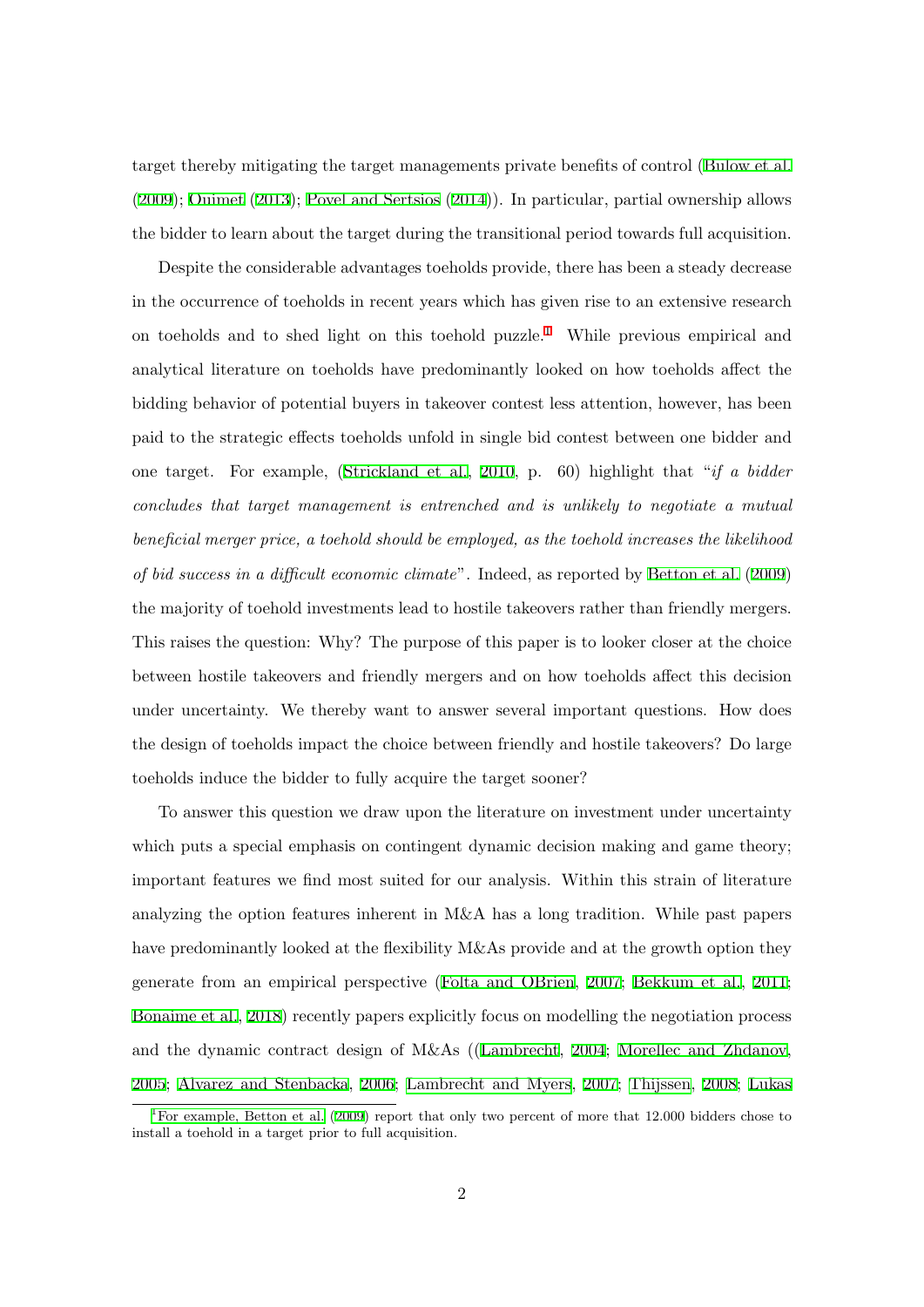target thereby mitigating the target managements private benefits of control (Bulow et al. (2009); Ouimet (2013); Povel and Sertsios (2014)). In particular, partial ownership allows the bidder to learn about the target during the transitional period towards full acquisition.

Despite the considerable advantages toeholds provide, there has been a steady decrease in the occurrence of toeholds in recent years which has given rise to an extensive research on toeholds and to shed light on this toehold puzzle.[1] While previous empirical and analytical literature on toeholds have predominantly looked on how toeholds affect the bidding behavior of potential buyers in takeover contest less attention, however, has been paid to the strategic effects toeholds unfold in single bid contest between one bidder and one target. For example, (Strickland et al., 2010, p. 60) highlight that "*if a bidder concludes that target management is entrenched and is unlikely to negotiate a mutual beneficial merger price, a toehold should be employed, as the toehold increases the likelihood of bid success in a difficult economic climate*". Indeed, as reported by Betton et al. (2009) the majority of toehold investments lead to hostile takeovers rather than friendly mergers. This raises the question: Why? The purpose of this paper is to looker closer at the choice between hostile takeovers and friendly mergers and on how toeholds affect this decision under uncertainty. We thereby want to answer several important questions. How does the design of toeholds impact the choice between friendly and hostile takeovers? Do large toeholds induce the bidder to fully acquire the target sooner?

To answer this question we draw upon the literature on investment under uncertainty which puts a special emphasis on contingent dynamic decision making and game theory; important features we find most suited for our analysis. Within this strain of literature analyzing the option features inherent in M&A has a long tradition. While past papers have predominantly looked at the flexibility M&As provide and at the growth option they generate from an empirical perspective (Folta and OBrien, 2007; Bekkum et al., 2011; Bonaime et al., 2018) recently papers explicitly focus on modelling the negotiation process and the dynamic contract design of M&As ((Lambrecht, 2004; Morellec and Zhdanov, 2005; Alvarez and Stenbacka, 2006; Lambrecht and Myers, 2007; Thijssen, 2008; Lukas

[1] For example, Betton et al. (2009) report that only two percent of more that 12.000 bidders chose to install a toehold in a target prior to full acquisition.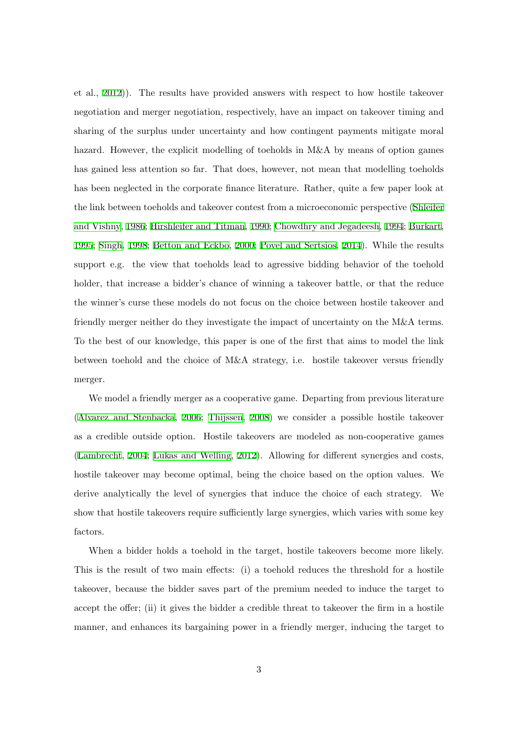et al., 2012)). The results have provided answers with respect to how hostile takeover negotiation and merger negotiation, respectively, have an impact on takeover timing and sharing of the surplus under uncertainty and how contingent payments mitigate moral hazard. However, the explicit modelling of toeholds in M&A by means of option games has gained less attention so far. That does, however, not mean that modelling toeholds has been neglected in the corporate finance literature. Rather, quite a few paper look at the link between toeholds and takeover contest from a microeconomic perspective (Shleifer and Vishny, 1986; Hirshleifer and Titman, 1990; Chowdhry and Jegadeesh, 1994; Burkart, 1995; Singh, 1998; Betton and Eckbo, 2000; Povel and Sertsios, 2014). While the results support e.g. the view that toeholds lead to agressive bidding behavior of the toehold holder, that increase a bidder's chance of winning a takeover battle, or that the reduce the winner's curse these models do not focus on the choice between hostile takeover and friendly merger neither do they investigate the impact of uncertainty on the M&A terms. To the best of our knowledge, this paper is one of the first that aims to model the link between toehold and the choice of M&A strategy, i.e. hostile takeover versus friendly merger.

We model a friendly merger as a cooperative game. Departing from previous literature (Alvarez and Stenbacka, 2006; Thijssen, 2008) we consider a possible hostile takeover as a credible outside option. Hostile takeovers are modeled as non-cooperative games (Lambrecht, 2004; Lukas and Welling, 2012). Allowing for different synergies and costs, hostile takeover may become optimal, being the choice based on the option values. We derive analytically the level of synergies that induce the choice of each strategy. We show that hostile takeovers require sufficiently large synergies, which varies with some key factors.

When a bidder holds a toehold in the target, hostile takeovers become more likely. This is the result of two main effects: (i) a toehold reduces the threshold for a hostile takeover, because the bidder saves part of the premium needed to induce the target to accept the offer; (ii) it gives the bidder a credible threat to takeover the firm in a hostile manner, and enhances its bargaining power in a friendly merger, inducing the target to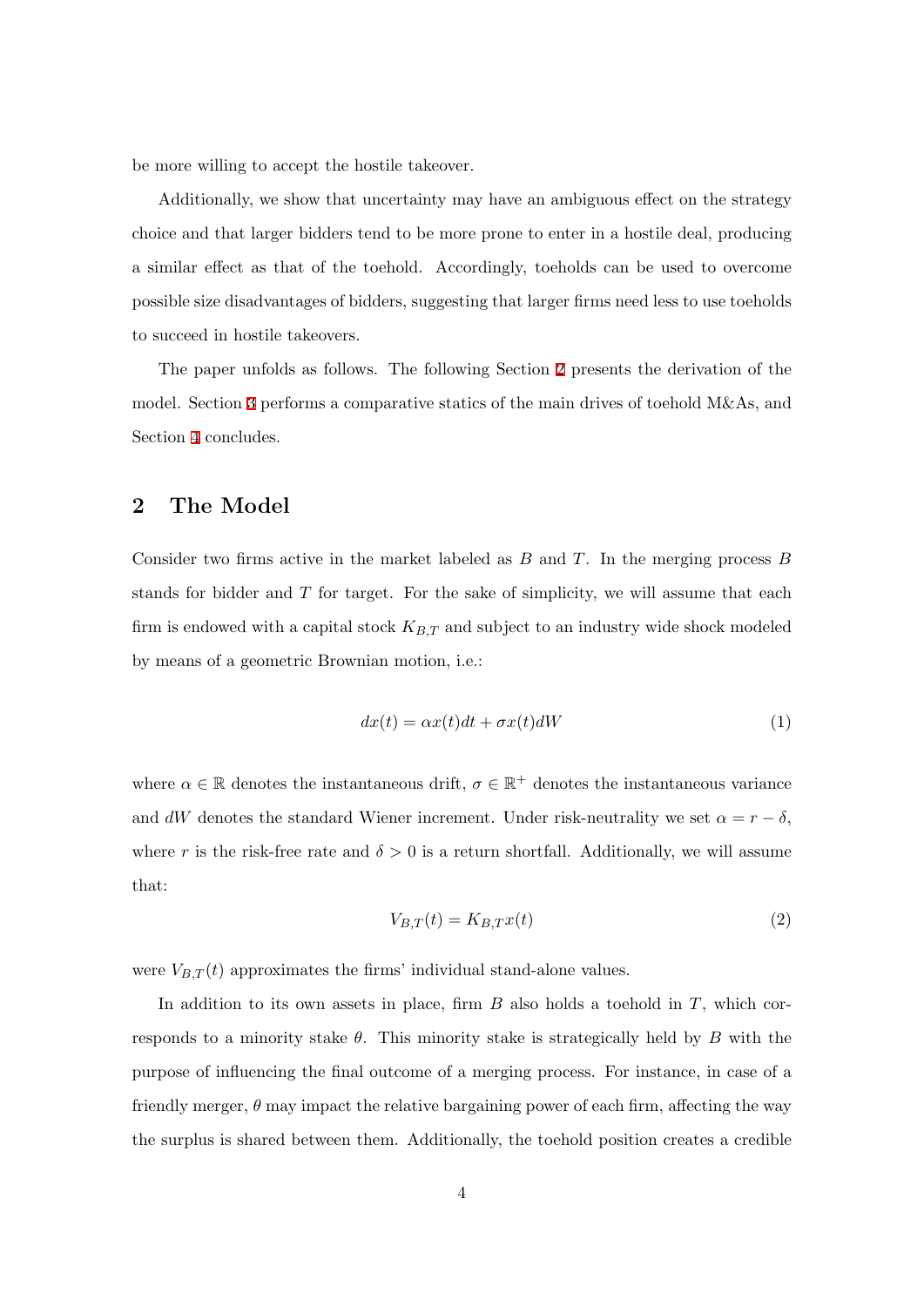be more willing to accept the hostile takeover.

Additionally, we show that uncertainty may have an ambiguous effect on the strategy choice and that larger bidders tend to be more prone to enter in a hostile deal, producing a similar effect as that of the toehold. Accordingly, toeholds can be used to overcome possible size disadvantages of bidders, suggesting that larger firms need less to use toeholds to succeed in hostile takeovers.

The paper unfolds as follows. The following Section 2 presents the derivation of the model. Section 3 performs a comparative statics of the main drives of toehold M&As, and Section 4 concludes.

## 2 The Model

Consider two firms active in the market labeled as $B$ and $T$. In the merging process $B$ stands for bidder and $T$ for target. For the sake of simplicity, we will assume that each firm is endowed with a capital stock $K_{B,T}$ and subject to an industry wide shock modeled by means of a geometric Brownian motion, i.e.:

$$dx(t) = \alpha x(t)dt + \sigma x(t)dW \tag{1}$$

where $\alpha \in \mathbb{R}$ denotes the instantaneous drift, $\sigma \in \mathbb{R}^+$ denotes the instantaneous variance and $dW$ denotes the standard Wiener increment. Under risk-neutrality we set $\alpha = r - \delta$, where $r$ is the risk-free rate and $\delta > 0$ is a return shortfall. Additionally, we will assume that:

$$V_{B,T}(t) = K_{B,T}x(t) \tag{2}$$

were $V_{B,T}(t)$ approximates the firms' individual stand-alone values.

In addition to its own assets in place, firm $B$ also holds a toehold in $T$, which corresponds to a minority stake $\theta$. This minority stake is strategically held by $B$ with the purpose of influencing the final outcome of a merging process. For instance, in case of a friendly merger, $\theta$ may impact the relative bargaining power of each firm, affecting the way the surplus is shared between them. Additionally, the toehold position creates a credible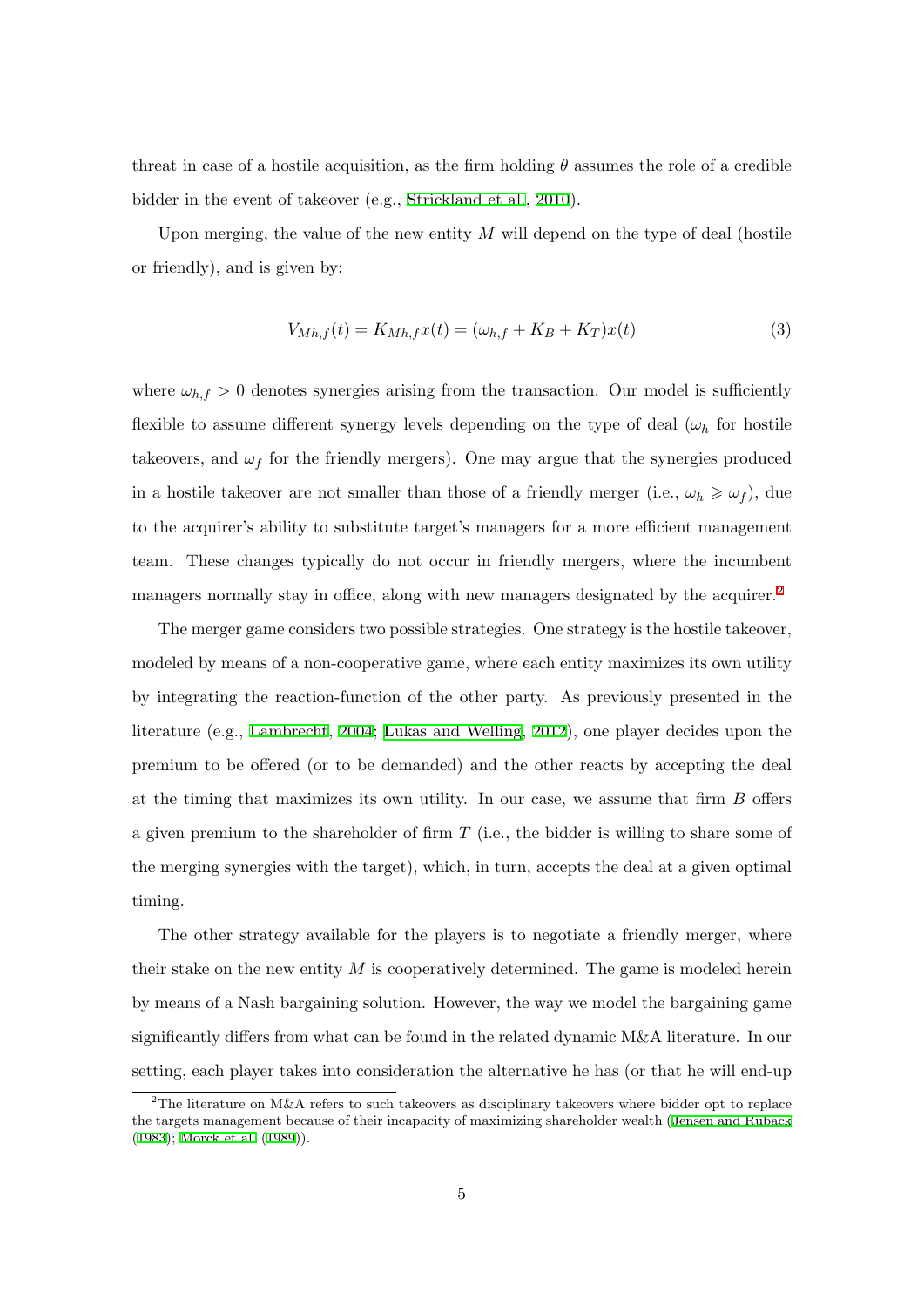threat in case of a hostile acquisition, as the firm holding $\theta$ assumes the role of a credible bidder in the event of takeover (e.g., Strickland et al., 2010).

Upon merging, the value of the new entity $M$ will depend on the type of deal (hostile or friendly), and is given by:

$$V_{Mh,f}(t) = K_{Mh,f}x(t) = (\omega_{h,f} + K_B + K_T)x(t) \tag{3}$$

where $\omega_{h,f} > 0$ denotes synergies arising from the transaction. Our model is sufficiently flexible to assume different synergy levels depending on the type of deal ($\omega_h$ for hostile takeovers, and $\omega_f$ for the friendly mergers). One may argue that the synergies produced in a hostile takeover are not smaller than those of a friendly merger (i.e., $\omega_h \geqslant \omega_f$), due to the acquirer's ability to substitute target's managers for a more efficient management team. These changes typically do not occur in friendly mergers, where the incumbent managers normally stay in office, along with new managers designated by the acquirer.[2]

The merger game considers two possible strategies. One strategy is the hostile takeover, modeled by means of a non-cooperative game, where each entity maximizes its own utility by integrating the reaction-function of the other party. As previously presented in the literature (e.g., Lambrecht, 2004; Lukas and Welling, 2012), one player decides upon the premium to be offered (or to be demanded) and the other reacts by accepting the deal at the timing that maximizes its own utility. In our case, we assume that firm $B$ offers a given premium to the shareholder of firm $T$ (i.e., the bidder is willing to share some of the merging synergies with the target), which, in turn, accepts the deal at a given optimal timing.

The other strategy available for the players is to negotiate a friendly merger, where their stake on the new entity $M$ is cooperatively determined. The game is modeled herein by means of a Nash bargaining solution. However, the way we model the bargaining game significantly differs from what can be found in the related dynamic M&A literature. In our setting, each player takes into consideration the alternative he has (or that he will end-up

[2] The literature on M&A refers to such takeovers as disciplinary takeovers where bidder opt to replace the targets management because of their incapacity of maximizing shareholder wealth (Jensen and Ruback (1983); Morck et al. (1989)).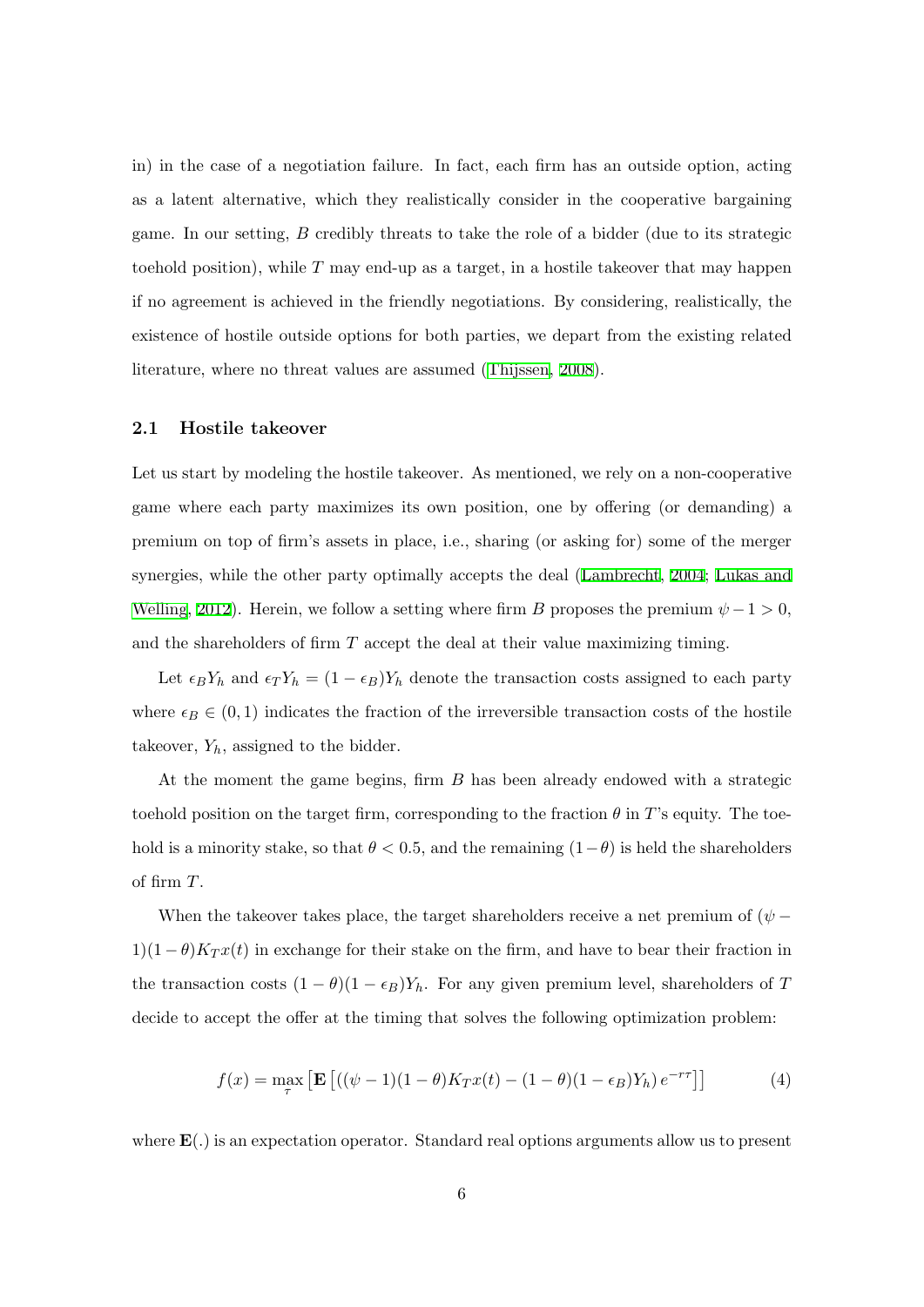in) in the case of a negotiation failure. In fact, each firm has an outside option, acting as a latent alternative, which they realistically consider in the cooperative bargaining game. In our setting, $B$ credibly threats to take the role of a bidder (due to its strategic toehold position), while $T$ may end-up as a target, in a hostile takeover that may happen if no agreement is achieved in the friendly negotiations. By considering, realistically, the existence of hostile outside options for both parties, we depart from the existing related literature, where no threat values are assumed (Thijssen, 2008).

## 2.1 Hostile takeover

Let us start by modeling the hostile takeover. As mentioned, we rely on a non-cooperative game where each party maximizes its own position, one by offering (or demanding) a premium on top of firm's assets in place, i.e., sharing (or asking for) some of the merger synergies, while the other party optimally accepts the deal (Lambrecht, 2004; Lukas and Welling, 2012). Herein, we follow a setting where firm $B$ proposes the premium $\psi - 1 > 0$, and the shareholders of firm $T$ accept the deal at their value maximizing timing.

Let $\epsilon_B Y_h$ and $\epsilon_T Y_h = (1 - \epsilon_B) Y_h$ denote the transaction costs assigned to each party where $\epsilon_B \in (0, 1)$ indicates the fraction of the irreversible transaction costs of the hostile takeover, $Y_h$, assigned to the bidder.

At the moment the game begins, firm $B$ has been already endowed with a strategic toehold position on the target firm, corresponding to the fraction $\theta$ in $T$'s equity. The toehold is a minority stake, so that $\theta < 0.5$, and the remaining $(1 - \theta)$ is held the shareholders of firm $T$.

When the takeover takes place, the target shareholders receive a net premium of $(\psi - 1)(1 - \theta) K_T x(t)$ in exchange for their stake on the firm, and have to bear their fraction in the transaction costs $(1 - \theta)(1 - \epsilon_B) Y_h$. For any given premium level, shareholders of $T$ decide to accept the offer at the timing that solves the following optimization problem:

$$f(x) = \max_{\tau} \left[ \mathbf{E} \left[ \left( (\psi - 1)(1 - \theta) K_T x(t) - (1 - \theta)(1 - \epsilon_B) Y_h \right) e^{-r\tau} \right] \right] \tag{4}$$

where $\mathbf{E}(.)$ is an expectation operator. Standard real options arguments allow us to present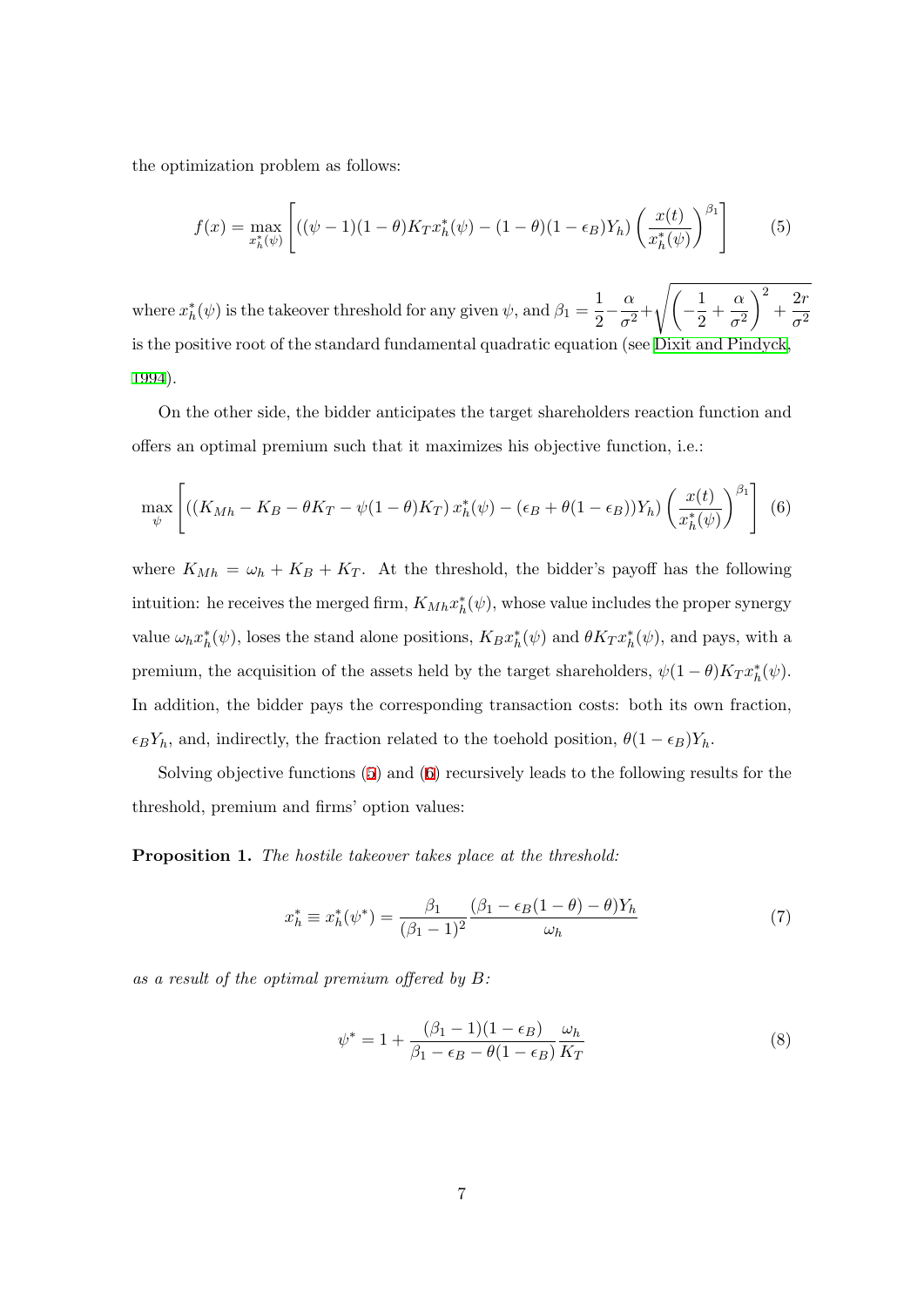the optimization problem as follows:

$$f(x) = \max_{x_h^*(\psi)} \left[ \left( (\psi - 1)(1-\theta) K_T x_h^*(\psi) - (1-\theta)(1-\epsilon_B) Y_h \right) \left( \frac{x(t)}{x_h^*(\psi)} \right)^{\beta_1} \right] \tag{5}$$

where $x_h^*(\psi)$ is the takeover threshold for any given $\psi$, and $\beta_1 = \frac{1}{2} - \frac{\alpha}{\sigma^2} + \sqrt{\left(-\frac{1}{2} + \frac{\alpha}{\sigma^2}\right)^2 + \frac{2r}{\sigma^2}}$ is the positive root of the standard fundamental quadratic equation (see Dixit and Pindyck, 1994).

On the other side, the bidder anticipates the target shareholders reaction function and offers an optimal premium such that it maximizes his objective function, i.e.:

$$\max_{\psi} \left[ \left( \left( K_{Mh} - K_B - \theta K_T - \psi(1-\theta) K_T \right) x_h^*(\psi) - \left( \epsilon_B + \theta(1-\epsilon_B) \right) Y_h \right) \left( \frac{x(t)}{x_h^*(\psi)} \right)^{\beta_1} \right] \tag{6}$$

where $K_{Mh} = \omega_h + K_B + K_T$. At the threshold, the bidder's payoff has the following intuition: he receives the merged firm, $K_{Mh} x_h^*(\psi)$, whose value includes the proper synergy value $\omega_h x_h^*(\psi)$, loses the stand alone positions, $K_B x_h^*(\psi)$ and $\theta K_T x_h^*(\psi)$, and pays, with a premium, the acquisition of the assets held by the target shareholders, $\psi(1-\theta) K_T x_h^*(\psi)$. In addition, the bidder pays the corresponding transaction costs: both its own fraction, $\epsilon_B Y_h$, and, indirectly, the fraction related to the toehold position, $\theta(1-\epsilon_B) Y_h$.

Solving objective functions (5) and (6) recursively leads to the following results for the threshold, premium and firms' option values:

**Proposition 1.** *The hostile takeover takes place at the threshold:*

$$x_h^* \equiv x_h^*(\psi^*) = \frac{\beta_1}{(\beta_1 - 1)^2} \frac{(\beta_1 - \epsilon_B(1-\theta) - \theta) Y_h}{\omega_h} \tag{7}$$

*as a result of the optimal premium offered by B:*

$$\psi^* = 1 + \frac{(\beta_1 - 1)(1-\epsilon_B)}{\beta_1 - \epsilon_B - \theta(1-\epsilon_B)} \frac{\omega_h}{K_T} \tag{8}$$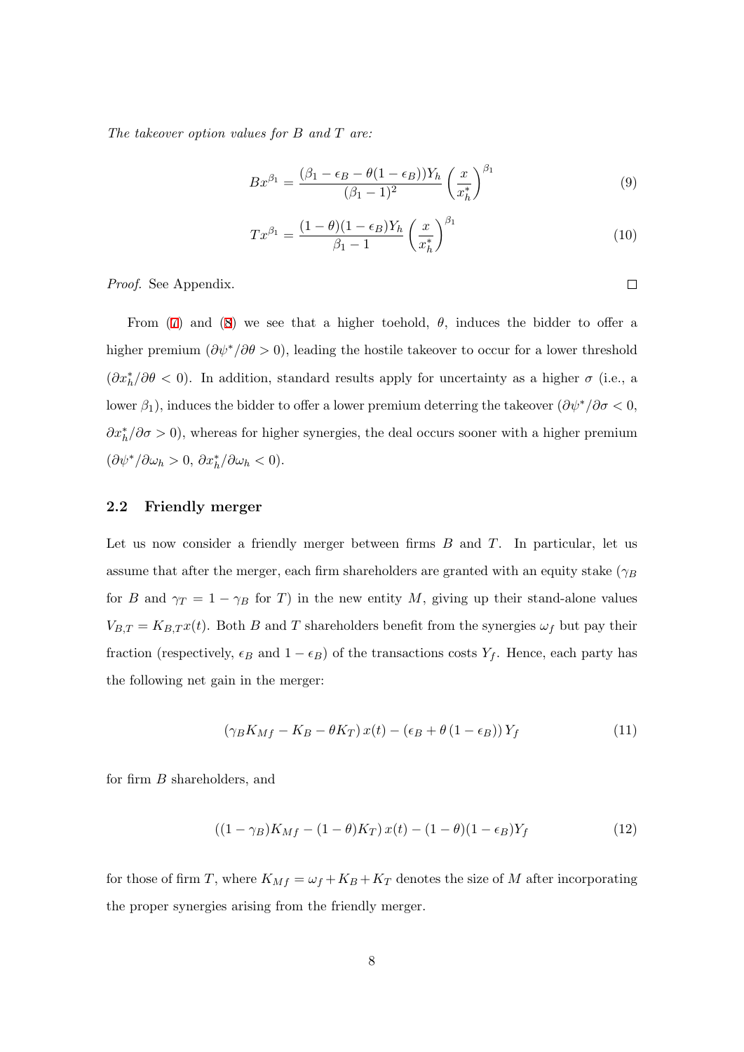*The takeover option values for B and T are:*

$$Bx^{\beta_1} = \frac{(\beta_1 - \epsilon_B - \theta(1-\epsilon_B))Y_h}{(\beta_1 - 1)^2}\left(\frac{x}{x_h^*}\right)^{\beta_1} \tag{9}$$

$$Tx^{\beta_1} = \frac{(1-\theta)(1-\epsilon_B)Y_h}{\beta_1 - 1}\left(\frac{x}{x_h^*}\right)^{\beta_1} \tag{10}$$

*Proof.* See Appendix. □

From (7) and (8) we see that a higher toehold, $\theta$, induces the bidder to offer a higher premium ($\partial\psi^*/\partial\theta > 0$), leading the hostile takeover to occur for a lower threshold ($\partial x_h^*/\partial\theta < 0$). In addition, standard results apply for uncertainty as a higher $\sigma$ (i.e., a lower $\beta_1$), induces the bidder to offer a lower premium deterring the takeover ($\partial\psi^*/\partial\sigma < 0$, $\partial x_h^*/\partial\sigma > 0$), whereas for higher synergies, the deal occurs sooner with a higher premium ($\partial\psi^*/\partial\omega_h > 0$, $\partial x_h^*/\partial\omega_h < 0$).

## 2.2 Friendly merger

Let us now consider a friendly merger between firms $B$ and $T$. In particular, let us assume that after the merger, each firm shareholders are granted with an equity stake ($\gamma_B$ for $B$ and $\gamma_T = 1 - \gamma_B$ for $T$) in the new entity $M$, giving up their stand-alone values $V_{B,T} = K_{B,T}x(t)$. Both $B$ and $T$ shareholders benefit from the synergies $\omega_f$ but pay their fraction (respectively, $\epsilon_B$ and $1-\epsilon_B$) of the transactions costs $Y_f$. Hence, each party has the following net gain in the merger:

$$(\gamma_B K_{Mf} - K_B - \theta K_T)\,x(t) - (\epsilon_B + \theta\,(1-\epsilon_B))\,Y_f \tag{11}$$

for firm $B$ shareholders, and

$$((1-\gamma_B)K_{Mf} - (1-\theta)K_T)\,x(t) - (1-\theta)(1-\epsilon_B)Y_f \tag{12}$$

for those of firm $T$, where $K_{Mf} = \omega_f + K_B + K_T$ denotes the size of $M$ after incorporating the proper synergies arising from the friendly merger.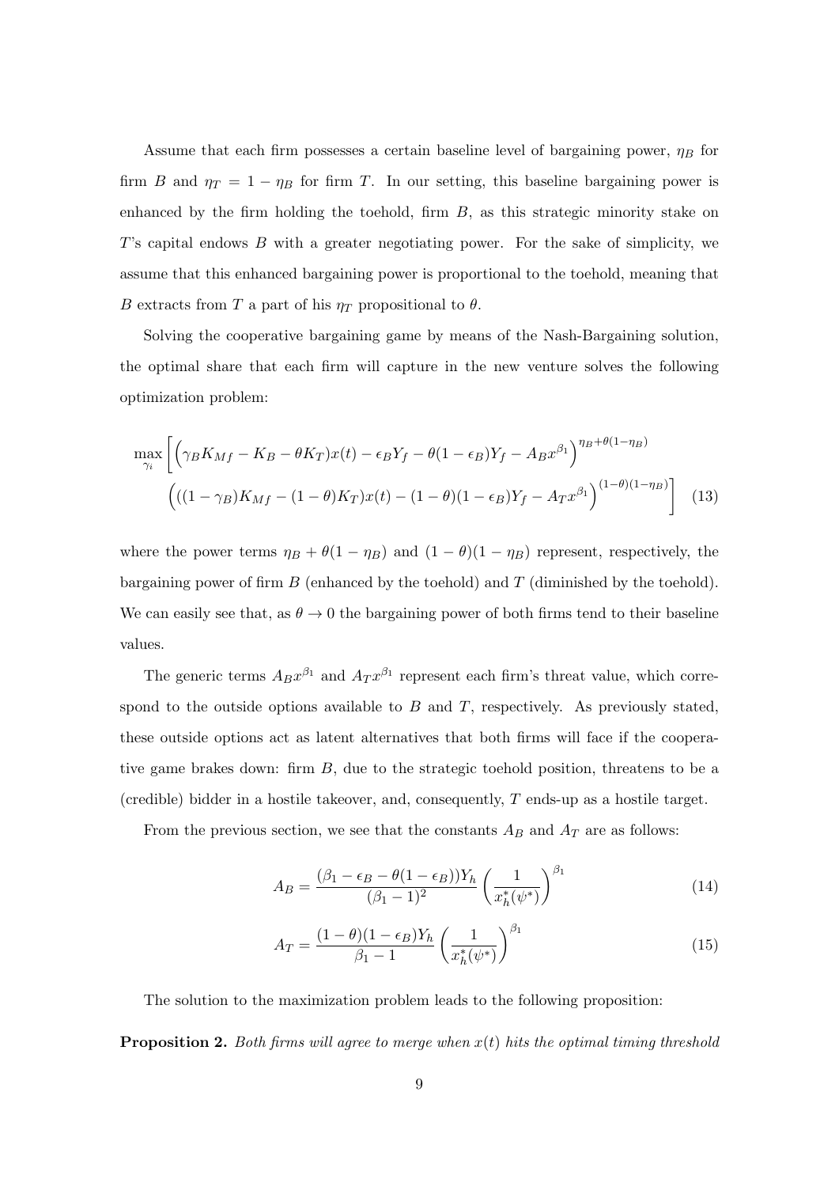Assume that each firm possesses a certain baseline level of bargaining power, $\eta_B$ for firm $B$ and $\eta_T = 1 - \eta_B$ for firm $T$. In our setting, this baseline bargaining power is enhanced by the firm holding the toehold, firm $B$, as this strategic minority stake on $T$'s capital endows $B$ with a greater negotiating power. For the sake of simplicity, we assume that this enhanced bargaining power is proportional to the toehold, meaning that $B$ extracts from $T$ a part of his $\eta_T$ propositional to $\theta$.

Solving the cooperative bargaining game by means of the Nash-Bargaining solution, the optimal share that each firm will capture in the new venture solves the following optimization problem:

$$\max_{\gamma_i} \Bigg[ \Big( \gamma_B K_{Mf} - K_B - \theta K_T) x(t) - \epsilon_B Y_f - \theta(1-\epsilon_B) Y_f - A_B x^{\beta_1} \Big)^{\eta_B + \theta(1-\eta_B)} \\ \Big( ((1-\gamma_B) K_{Mf} - (1-\theta) K_T) x(t) - (1-\theta)(1-\epsilon_B) Y_f - A_T x^{\beta_1} \Big)^{(1-\theta)(1-\eta_B)} \Bigg] \quad (13)$$

where the power terms $\eta_B + \theta(1-\eta_B)$ and $(1-\theta)(1-\eta_B)$ represent, respectively, the bargaining power of firm $B$ (enhanced by the toehold) and $T$ (diminished by the toehold). We can easily see that, as $\theta \to 0$ the bargaining power of both firms tend to their baseline values.

The generic terms $A_B x^{\beta_1}$ and $A_T x^{\beta_1}$ represent each firm's threat value, which correspond to the outside options available to $B$ and $T$, respectively. As previously stated, these outside options act as latent alternatives that both firms will face if the cooperative game brakes down: firm $B$, due to the strategic toehold position, threatens to be a (credible) bidder in a hostile takeover, and, consequently, $T$ ends-up as a hostile target.

From the previous section, we see that the constants $A_B$ and $A_T$ are as follows:

$$A_B = \frac{(\beta_1 - \epsilon_B - \theta(1-\epsilon_B))Y_h}{(\beta_1 - 1)^2} \left( \frac{1}{x_h^*(\psi^*)} \right)^{\beta_1} \quad (14)$$

$$A_T = \frac{(1-\theta)(1-\epsilon_B)Y_h}{\beta_1 - 1} \left( \frac{1}{x_h^*(\psi^*)} \right)^{\beta_1} \quad (15)$$

The solution to the maximization problem leads to the following proposition:

**Proposition 2.** *Both firms will agree to merge when $x(t)$ hits the optimal timing threshold*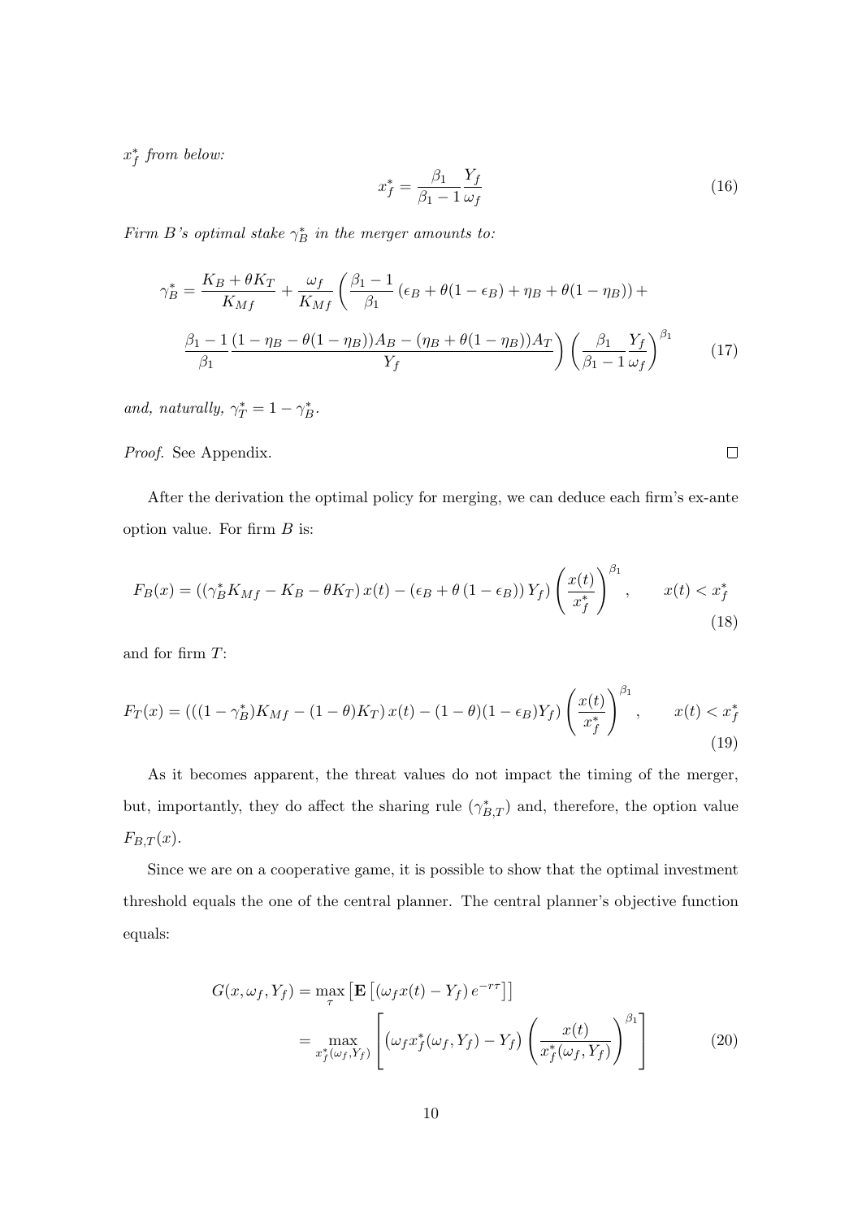*$x_f^*$ from below:*

$$x_f^* = \frac{\beta_1}{\beta_1 - 1}\frac{Y_f}{\omega_f} \tag{16}$$

*Firm B's optimal stake $\gamma_B^*$ in the merger amounts to:*

$$\gamma_B^* = \frac{K_B + \theta K_T}{K_{Mf}} + \frac{\omega_f}{K_{Mf}}\left(\frac{\beta_1 - 1}{\beta_1}\left(\epsilon_B + \theta(1-\epsilon_B) + \eta_B + \theta(1-\eta_B)\right) + \right.$$
$$\left.\frac{\beta_1 - 1}{\beta_1}\frac{(1-\eta_B - \theta(1-\eta_B))A_B - (\eta_B + \theta(1-\eta_B))A_T}{Y_f}\right)\left(\frac{\beta_1}{\beta_1 - 1}\frac{Y_f}{\omega_f}\right)^{\beta_1} \tag{17}$$

*and, naturally, $\gamma_T^* = 1 - \gamma_B^*$.*

*Proof.* See Appendix. □

After the derivation the optimal policy for merging, we can deduce each firm's ex-ante option value. For firm $B$ is:

$$F_B(x) = \left(\left(\gamma_B^* K_{Mf} - K_B - \theta K_T\right)x(t) - \left(\epsilon_B + \theta\left(1-\epsilon_B\right)\right)Y_f\right)\left(\frac{x(t)}{x_f^*}\right)^{\beta_1}, \qquad x(t) < x_f^* \tag{18}$$

and for firm $T$:

$$F_T(x) = \left(\left((1-\gamma_B^*)K_{Mf} - (1-\theta)K_T\right)x(t) - (1-\theta)(1-\epsilon_B)Y_f\right)\left(\frac{x(t)}{x_f^*}\right)^{\beta_1}, \qquad x(t) < x_f^* \tag{19}$$

As it becomes apparent, the threat values do not impact the timing of the merger, but, importantly, they do affect the sharing rule ($\gamma_{B,T}^*$) and, therefore, the option value $F_{B,T}(x)$.

Since we are on a cooperative game, it is possible to show that the optimal investment threshold equals the one of the central planner. The central planner's objective function equals:

$$\begin{aligned} G(x, \omega_f, Y_f) &= \max_{\tau}\left[\mathbf{E}\left[\left(\omega_f x(t) - Y_f\right)e^{-r\tau}\right]\right] \\ &= \max_{x_f^*(\omega_f, Y_f)}\left[\left(\omega_f x_f^*(\omega_f, Y_f) - Y_f\right)\left(\frac{x(t)}{x_f^*(\omega_f, Y_f)}\right)^{\beta_1}\right] \end{aligned} \tag{20}$$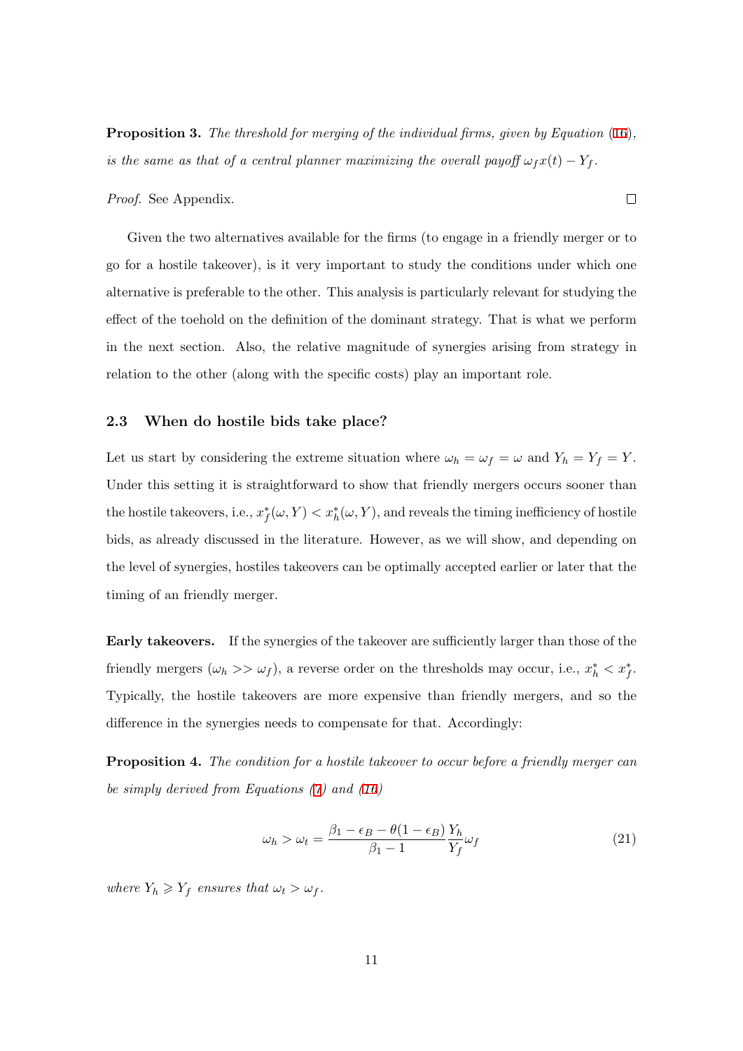**Proposition 3.** *The threshold for merging of the individual firms, given by Equation (16), is the same as that of a central planner maximizing the overall payoff $\omega_f x(t) - Y_f$.*

*Proof.* See Appendix. □

Given the two alternatives available for the firms (to engage in a friendly merger or to go for a hostile takeover), is it very important to study the conditions under which one alternative is preferable to the other. This analysis is particularly relevant for studying the effect of the toehold on the definition of the dominant strategy. That is what we perform in the next section. Also, the relative magnitude of synergies arising from strategy in relation to the other (along with the specific costs) play an important role.

### 2.3 When do hostile bids take place?

Let us start by considering the extreme situation where $\omega_h = \omega_f = \omega$ and $Y_h = Y_f = Y$. Under this setting it is straightforward to show that friendly mergers occurs sooner than the hostile takeovers, i.e., $x_f^*(\omega, Y) < x_h^*(\omega, Y)$, and reveals the timing inefficiency of hostile bids, as already discussed in the literature. However, as we will show, and depending on the level of synergies, hostiles takeovers can be optimally accepted earlier or later that the timing of an friendly merger.

**Early takeovers.** If the synergies of the takeover are sufficiently larger than those of the friendly mergers ($\omega_h >> \omega_f$), a reverse order on the thresholds may occur, i.e., $x_h^* < x_f^*$. Typically, the hostile takeovers are more expensive than friendly mergers, and so the difference in the synergies needs to compensate for that. Accordingly:

**Proposition 4.** *The condition for a hostile takeover to occur before a friendly merger can be simply derived from Equations (7) and (16)*

$$\omega_h > \omega_t = \frac{\beta_1 - \epsilon_B - \theta(1 - \epsilon_B)}{\beta_1 - 1} \frac{Y_h}{Y_f} \omega_f \tag{21}$$

*where $Y_h \geqslant Y_f$ ensures that $\omega_t > \omega_f$.*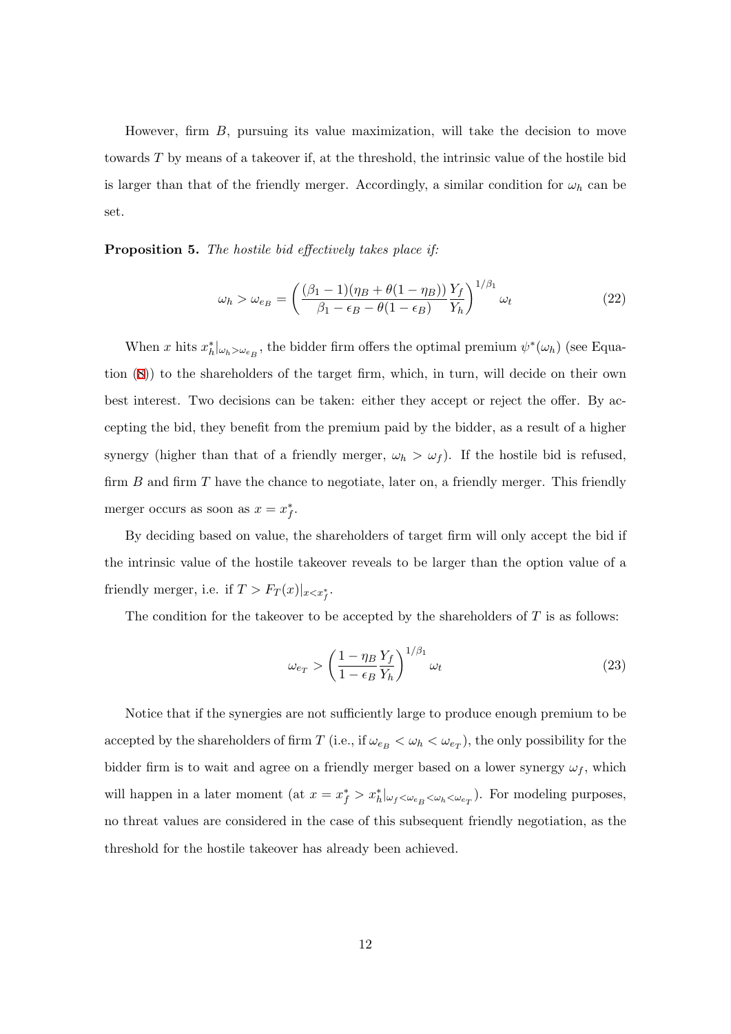However, firm $B$, pursuing its value maximization, will take the decision to move towards $T$ by means of a takeover if, at the threshold, the intrinsic value of the hostile bid is larger than that of the friendly merger. Accordingly, a similar condition for $\omega_h$ can be set.

**Proposition 5.** *The hostile bid effectively takes place if:*

$$\omega_h > \omega_{e_B} = \left( \frac{(\beta_1 - 1)(\eta_B + \theta(1 - \eta_B))}{\beta_1 - \epsilon_B - \theta(1 - \epsilon_B)} \frac{Y_f}{Y_h} \right)^{1/\beta_1} \omega_t \tag{22}$$

When $x$ hits $x_h^*|_{\omega_h > \omega_{e_B}}$, the bidder firm offers the optimal premium $\psi^*(\omega_h)$ (see Equation (8)) to the shareholders of the target firm, which, in turn, will decide on their own best interest. Two decisions can be taken: either they accept or reject the offer. By accepting the bid, they benefit from the premium paid by the bidder, as a result of a higher synergy (higher than that of a friendly merger, $\omega_h > \omega_f$). If the hostile bid is refused, firm $B$ and firm $T$ have the chance to negotiate, later on, a friendly merger. This friendly merger occurs as soon as $x = x_f^*$.

By deciding based on value, the shareholders of target firm will only accept the bid if the intrinsic value of the hostile takeover reveals to be larger than the option value of a friendly merger, i.e. if $T > F_T(x)|_{x < x_f^*}$.

The condition for the takeover to be accepted by the shareholders of $T$ is as follows:

$$\omega_{e_T} > \left( \frac{1 - \eta_B}{1 - \epsilon_B} \frac{Y_f}{Y_h} \right)^{1/\beta_1} \omega_t \tag{23}$$

Notice that if the synergies are not sufficiently large to produce enough premium to be accepted by the shareholders of firm $T$ (i.e., if $\omega_{e_B} < \omega_h < \omega_{e_T}$), the only possibility for the bidder firm is to wait and agree on a friendly merger based on a lower synergy $\omega_f$, which will happen in a later moment (at $x = x_f^* > x_h^*|_{\omega_f < \omega_{e_B} < \omega_h < \omega_{e_T}}$). For modeling purposes, no threat values are considered in the case of this subsequent friendly negotiation, as the threshold for the hostile takeover has already been achieved.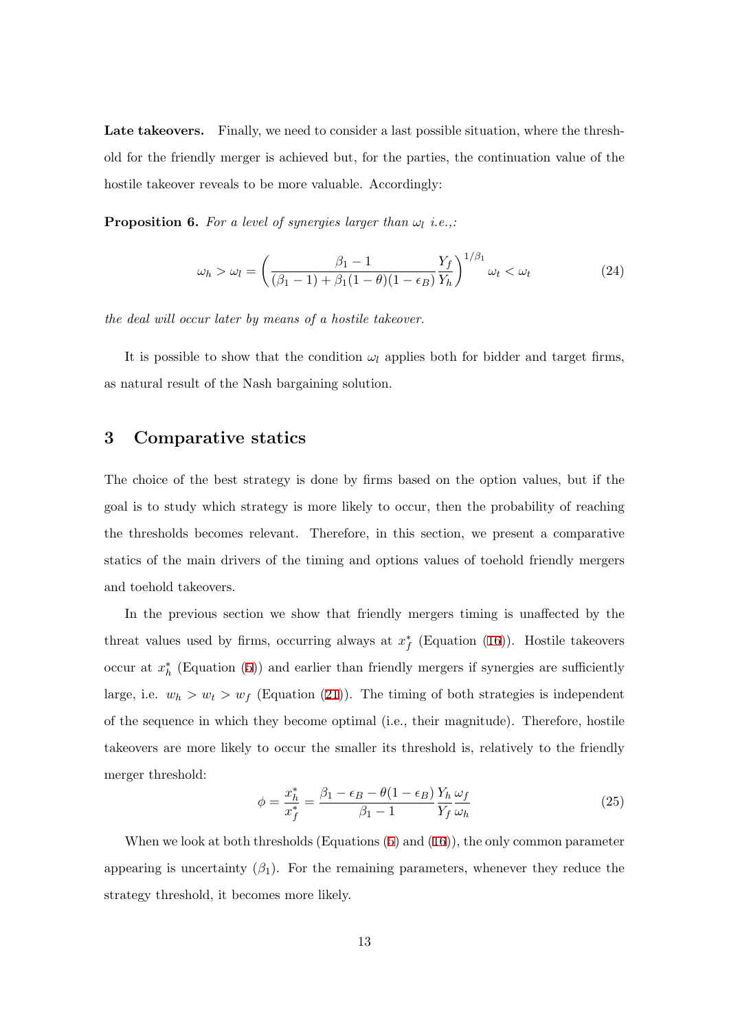**Late takeovers.** Finally, we need to consider a last possible situation, where the threshold for the friendly merger is achieved but, for the parties, the continuation value of the hostile takeover reveals to be more valuable. Accordingly:

**Proposition 6.** *For a level of synergies larger than $\omega_l$ i.e.,:*

$$\omega_h > \omega_l = \left( \frac{\beta_1 - 1}{(\beta_1 - 1) + \beta_1(1-\theta)(1-\epsilon_B)} \frac{Y_f}{Y_h} \right)^{1/\beta_1} \omega_t < \omega_t \tag{24}$$

*the deal will occur later by means of a hostile takeover.*

It is possible to show that the condition $\omega_l$ applies both for bidder and target firms, as natural result of the Nash bargaining solution.

# 3 Comparative statics

The choice of the best strategy is done by firms based on the option values, but if the goal is to study which strategy is more likely to occur, then the probability of reaching the thresholds becomes relevant. Therefore, in this section, we present a comparative statics of the main drivers of the timing and options values of toehold friendly mergers and toehold takeovers.

In the previous section we show that friendly mergers timing is unaffected by the threat values used by firms, occurring always at $x_f^*$ (Equation (16)). Hostile takeovers occur at $x_h^*$ (Equation (5)) and earlier than friendly mergers if synergies are sufficiently large, i.e. $w_h > w_t > w_f$ (Equation (21)). The timing of both strategies is independent of the sequence in which they become optimal (i.e., their magnitude). Therefore, hostile takeovers are more likely to occur the smaller its threshold is, relatively to the friendly merger threshold:

$$\phi = \frac{x_h^*}{x_f^*} = \frac{\beta_1 - \epsilon_B - \theta(1-\epsilon_B)}{\beta_1 - 1} \frac{Y_h}{Y_f} \frac{\omega_f}{\omega_h} \tag{25}$$

When we look at both thresholds (Equations (5) and (16)), the only common parameter appearing is uncertainty ($\beta_1$). For the remaining parameters, whenever they reduce the strategy threshold, it becomes more likely.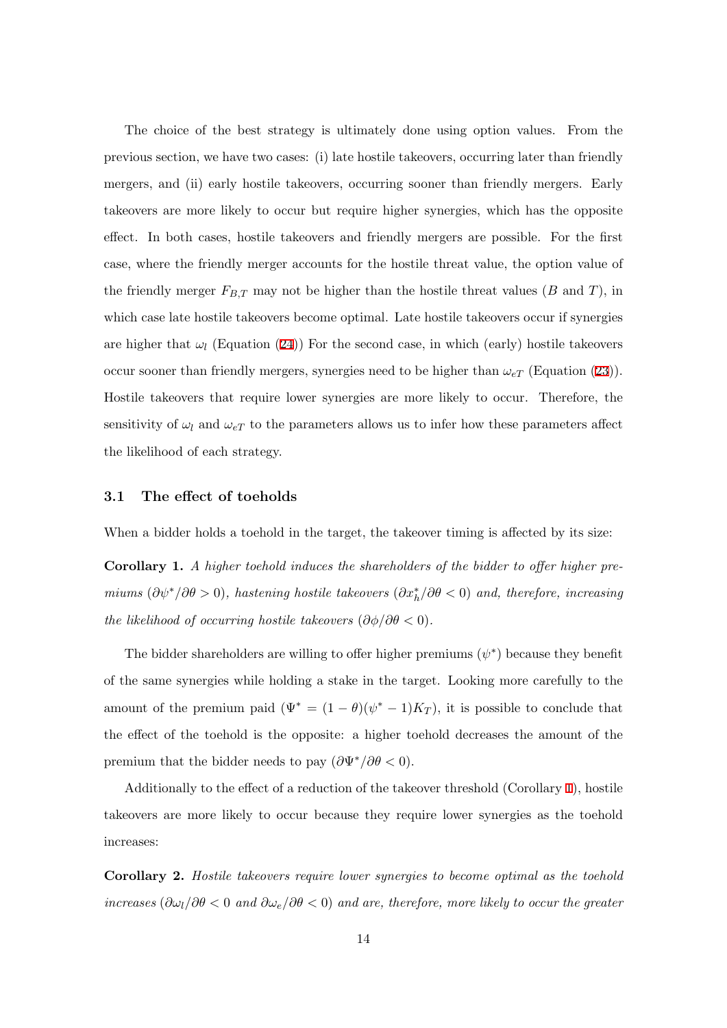The choice of the best strategy is ultimately done using option values. From the previous section, we have two cases: (i) late hostile takeovers, occurring later than friendly mergers, and (ii) early hostile takeovers, occurring sooner than friendly mergers. Early takeovers are more likely to occur but require higher synergies, which has the opposite effect. In both cases, hostile takeovers and friendly mergers are possible. For the first case, where the friendly merger accounts for the hostile threat value, the option value of the friendly merger $F_{B,T}$ may not be higher than the hostile threat values ($B$ and $T$), in which case late hostile takeovers become optimal. Late hostile takeovers occur if synergies are higher that $\omega_l$ (Equation (24)) For the second case, in which (early) hostile takeovers occur sooner than friendly mergers, synergies need to be higher than $\omega_{eT}$ (Equation (23)). Hostile takeovers that require lower synergies are more likely to occur. Therefore, the sensitivity of $\omega_l$ and $\omega_{eT}$ to the parameters allows us to infer how these parameters affect the likelihood of each strategy.

### 3.1 The effect of toeholds

When a bidder holds a toehold in the target, the takeover timing is affected by its size:

**Corollary 1.** *A higher toehold induces the shareholders of the bidder to offer higher premiums ($\partial\psi^*/\partial\theta > 0$), hastening hostile takeovers ($\partial x_h^*/\partial\theta < 0$) and, therefore, increasing the likelihood of occurring hostile takeovers ($\partial\phi/\partial\theta < 0$).*

The bidder shareholders are willing to offer higher premiums ($\psi^*$) because they benefit of the same synergies while holding a stake in the target. Looking more carefully to the amount of the premium paid ($\Psi^* = (1-\theta)(\psi^* - 1)K_T$), it is possible to conclude that the effect of the toehold is the opposite: a higher toehold decreases the amount of the premium that the bidder needs to pay ($\partial\Psi^*/\partial\theta < 0$).

Additionally to the effect of a reduction of the takeover threshold (Corollary 1), hostile takeovers are more likely to occur because they require lower synergies as the toehold increases:

**Corollary 2.** *Hostile takeovers require lower synergies to become optimal as the toehold increases ($\partial\omega_l/\partial\theta < 0$ and $\partial\omega_e/\partial\theta < 0$) and are, therefore, more likely to occur the greater*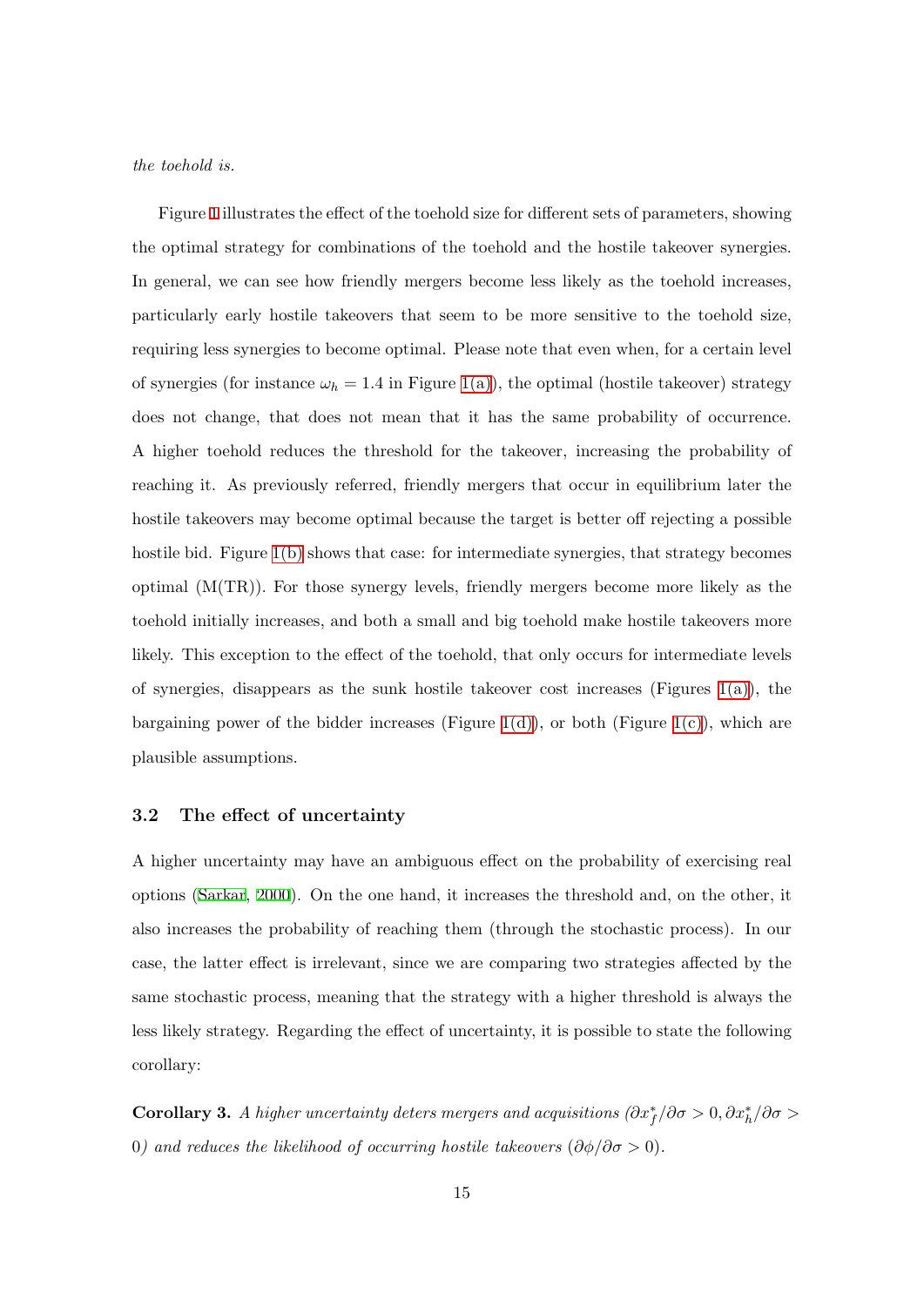*the toehold is.*

Figure 1 illustrates the effect of the toehold size for different sets of parameters, showing the optimal strategy for combinations of the toehold and the hostile takeover synergies. In general, we can see how friendly mergers become less likely as the toehold increases, particularly early hostile takeovers that seem to be more sensitive to the toehold size, requiring less synergies to become optimal. Please note that even when, for a certain level of synergies (for instance $\omega_h = 1.4$ in Figure 1(a)), the optimal (hostile takeover) strategy does not change, that does not mean that it has the same probability of occurrence. A higher toehold reduces the threshold for the takeover, increasing the probability of reaching it. As previously referred, friendly mergers that occur in equilibrium later the hostile takeovers may become optimal because the target is better off rejecting a possible hostile bid. Figure 1(b) shows that case: for intermediate synergies, that strategy becomes optimal (M(TR)). For those synergy levels, friendly mergers become more likely as the toehold initially increases, and both a small and big toehold make hostile takeovers more likely. This exception to the effect of the toehold, that only occurs for intermediate levels of synergies, disappears as the sunk hostile takeover cost increases (Figures 1(a)), the bargaining power of the bidder increases (Figure 1(d)), or both (Figure 1(c)), which are plausible assumptions.

### 3.2 The effect of uncertainty

A higher uncertainty may have an ambiguous effect on the probability of exercising real options (Sarkar, 2000). On the one hand, it increases the threshold and, on the other, it also increases the probability of reaching them (through the stochastic process). In our case, the latter effect is irrelevant, since we are comparing two strategies affected by the same stochastic process, meaning that the strategy with a higher threshold is always the less likely strategy. Regarding the effect of uncertainty, it is possible to state the following corollary:

**Corollary 3.** *A higher uncertainty deters mergers and acquisitions ($\partial x_f^*/\partial\sigma > 0, \partial x_h^*/\partial\sigma > 0$) and reduces the likelihood of occurring hostile takeovers ($\partial\phi/\partial\sigma > 0$).*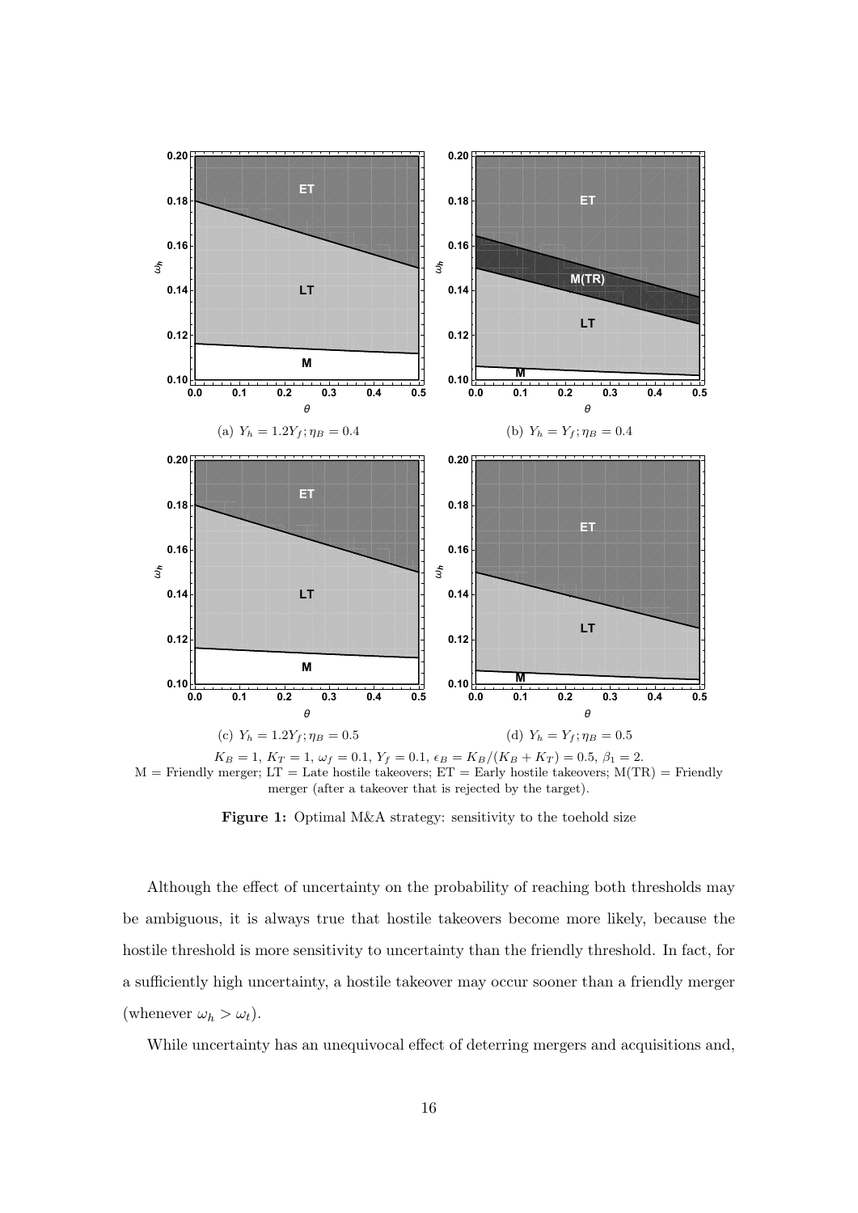(a) $Y_h = 1.2Y_f; \eta_B = 0.4$

(b) $Y_h = Y_f; \eta_B = 0.4$

(c) $Y_h = 1.2Y_f; \eta_B = 0.5$

(d) $Y_h = Y_f; \eta_B = 0.5$

$K_B = 1$, $K_T = 1$, $\omega_f = 0.1$, $Y_f = 0.1$, $\epsilon_B = K_B/(K_B + K_T) = 0.5$, $\beta_1 = 2$.
M = Friendly merger; LT = Late hostile takeovers; ET = Early hostile takeovers; M(TR) = Friendly merger (after a takeover that is rejected by the target).

**Figure 1:** Optimal M&A strategy: sensitivity to the toehold size

Although the effect of uncertainty on the probability of reaching both thresholds may be ambiguous, it is always true that hostile takeovers become more likely, because the hostile threshold is more sensitivity to uncertainty than the friendly threshold. In fact, for a sufficiently high uncertainty, a hostile takeover may occur sooner than a friendly merger (whenever $\omega_h > \omega_t$).

While uncertainty has an unequivocal effect of deterring mergers and acquisitions and,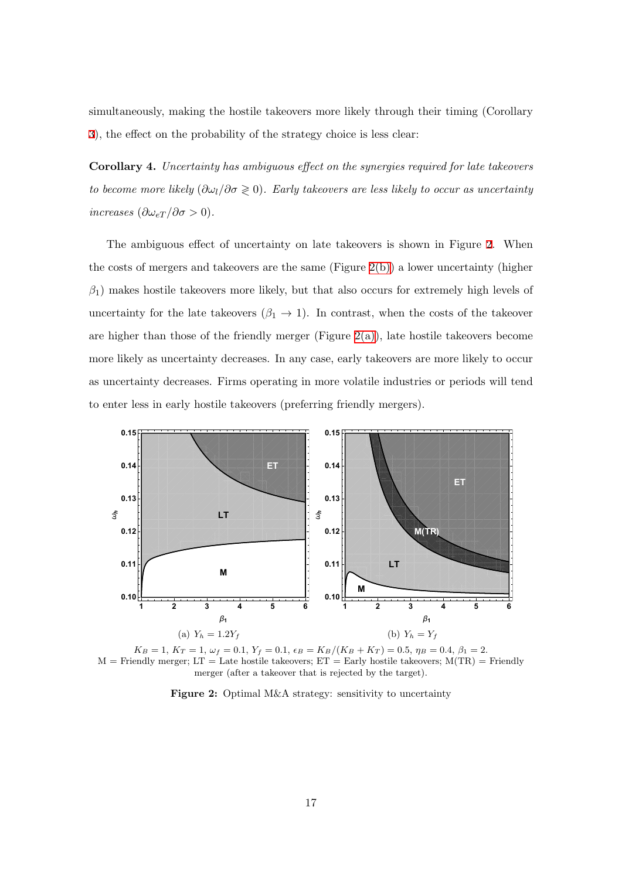simultaneously, making the hostile takeovers more likely through their timing (Corollary 3), the effect on the probability of the strategy choice is less clear:

**Corollary 4.** *Uncertainty has ambiguous effect on the synergies required for late takeovers to become more likely ($\partial\omega_l/\partial\sigma \gtrless 0$). Early takeovers are less likely to occur as uncertainty increases ($\partial\omega_{eT}/\partial\sigma > 0$).*

The ambiguous effect of uncertainty on late takeovers is shown in Figure 2. When the costs of mergers and takeovers are the same (Figure 2(b)) a lower uncertainty (higher $\beta_1$) makes hostile takeovers more likely, but that also occurs for extremely high levels of uncertainty for the late takeovers ($\beta_1 \to 1$). In contrast, when the costs of the takeover are higher than those of the friendly merger (Figure 2(a)), late hostile takeovers become more likely as uncertainty decreases. In any case, early takeovers are more likely to occur as uncertainty decreases. Firms operating in more volatile industries or periods will tend to enter less in early hostile takeovers (preferring friendly mergers).

(a) $Y_h = 1.2Y_f$

(b) $Y_h = Y_f$

$K_B = 1$, $K_T = 1$, $\omega_f = 0.1$, $Y_f = 0.1$, $\epsilon_B = K_B/(K_B + K_T) = 0.5$, $\eta_B = 0.4$, $\beta_1 = 2$.
M = Friendly merger; LT = Late hostile takeovers; ET = Early hostile takeovers; M(TR) = Friendly merger (after a takeover that is rejected by the target).

**Figure 2:** Optimal M&A strategy: sensitivity to uncertainty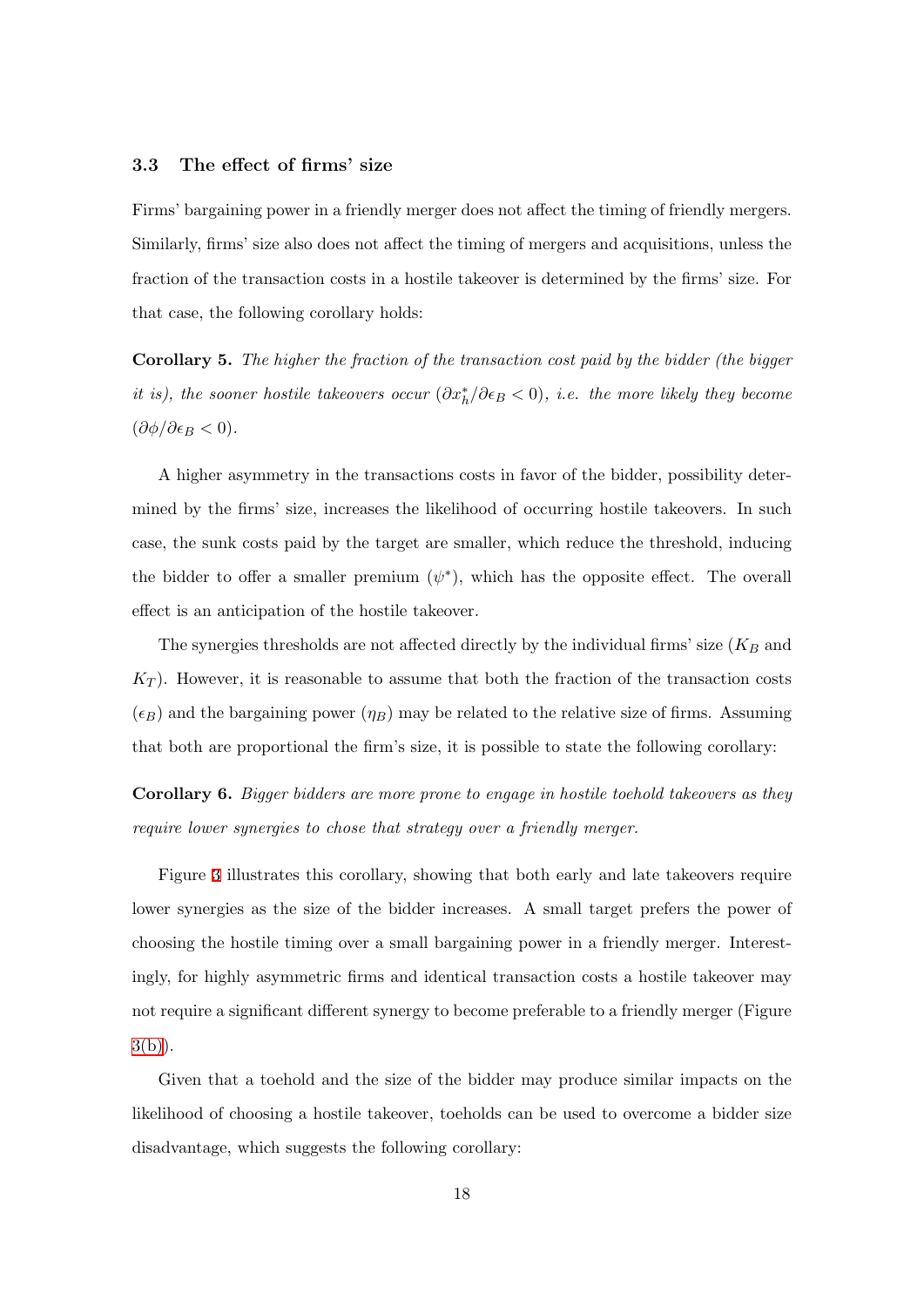### 3.3 The effect of firms' size

Firms' bargaining power in a friendly merger does not affect the timing of friendly mergers. Similarly, firms' size also does not affect the timing of mergers and acquisitions, unless the fraction of the transaction costs in a hostile takeover is determined by the firms' size. For that case, the following corollary holds:

**Corollary 5.** *The higher the fraction of the transaction cost paid by the bidder (the bigger it is), the sooner hostile takeovers occur ($\partial x_h^* / \partial \epsilon_B < 0$), i.e. the more likely they become ($\partial \phi / \partial \epsilon_B < 0$).*

A higher asymmetry in the transactions costs in favor of the bidder, possibility determined by the firms' size, increases the likelihood of occurring hostile takeovers. In such case, the sunk costs paid by the target are smaller, which reduce the threshold, inducing the bidder to offer a smaller premium ($\psi^*$), which has the opposite effect. The overall effect is an anticipation of the hostile takeover.

The synergies thresholds are not affected directly by the individual firms' size ($K_B$ and $K_T$). However, it is reasonable to assume that both the fraction of the transaction costs ($\epsilon_B$) and the bargaining power ($\eta_B$) may be related to the relative size of firms. Assuming that both are proportional the firm's size, it is possible to state the following corollary:

**Corollary 6.** *Bigger bidders are more prone to engage in hostile toehold takeovers as they require lower synergies to chose that strategy over a friendly merger.*

Figure 3 illustrates this corollary, showing that both early and late takeovers require lower synergies as the size of the bidder increases. A small target prefers the power of choosing the hostile timing over a small bargaining power in a friendly merger. Interestingly, for highly asymmetric firms and identical transaction costs a hostile takeover may not require a significant different synergy to become preferable to a friendly merger (Figure 3(b)).

Given that a toehold and the size of the bidder may produce similar impacts on the likelihood of choosing a hostile takeover, toeholds can be used to overcome a bidder size disadvantage, which suggests the following corollary: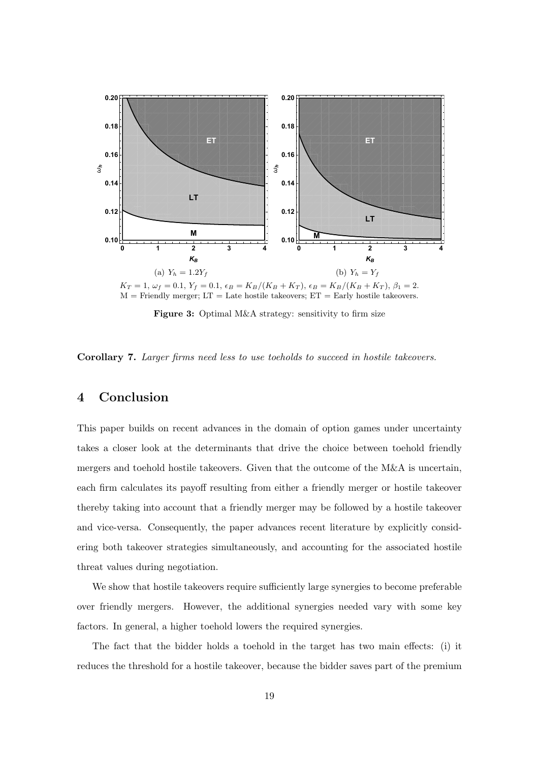(a) $Y_h = 1.2Y_f$

(b) $Y_h = Y_f$

$K_T = 1$, $\omega_f = 0.1$, $Y_f = 0.1$, $\epsilon_B = K_B/(K_B + K_T)$, $\epsilon_B = K_B/(K_B + K_T)$, $\beta_1 = 2$.
M = Friendly merger; LT = Late hostile takeovers; ET = Early hostile takeovers.

**Figure 3:** Optimal M&A strategy: sensitivity to firm size

**Corollary 7.** *Larger firms need less to use toeholds to succeed in hostile takeovers.*

# 4 Conclusion

This paper builds on recent advances in the domain of option games under uncertainty takes a closer look at the determinants that drive the choice between toehold friendly mergers and toehold hostile takeovers. Given that the outcome of the M&A is uncertain, each firm calculates its payoff resulting from either a friendly merger or hostile takeover thereby taking into account that a friendly merger may be followed by a hostile takeover and vice-versa. Consequently, the paper advances recent literature by explicitly considering both takeover strategies simultaneously, and accounting for the associated hostile threat values during negotiation.

We show that hostile takeovers require sufficiently large synergies to become preferable over friendly mergers. However, the additional synergies needed vary with some key factors. In general, a higher toehold lowers the required synergies.

The fact that the bidder holds a toehold in the target has two main effects: (i) it reduces the threshold for a hostile takeover, because the bidder saves part of the premium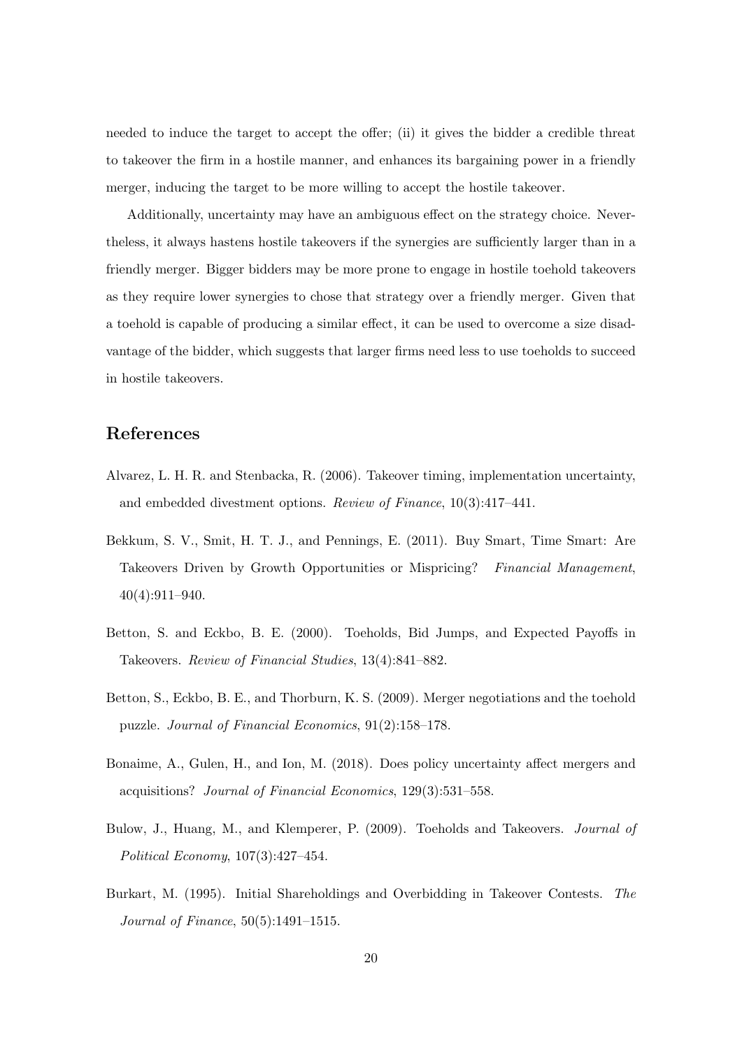needed to induce the target to accept the offer; (ii) it gives the bidder a credible threat to takeover the firm in a hostile manner, and enhances its bargaining power in a friendly merger, inducing the target to be more willing to accept the hostile takeover.

Additionally, uncertainty may have an ambiguous effect on the strategy choice. Nevertheless, it always hastens hostile takeovers if the synergies are sufficiently larger than in a friendly merger. Bigger bidders may be more prone to engage in hostile toehold takeovers as they require lower synergies to chose that strategy over a friendly merger. Given that a toehold is capable of producing a similar effect, it can be used to overcome a size disadvantage of the bidder, which suggests that larger firms need less to use toeholds to succeed in hostile takeovers.

## References

Alvarez, L. H. R. and Stenbacka, R. (2006). Takeover timing, implementation uncertainty, and embedded divestment options. *Review of Finance*, 10(3):417–441.

Bekkum, S. V., Smit, H. T. J., and Pennings, E. (2011). Buy Smart, Time Smart: Are Takeovers Driven by Growth Opportunities or Mispricing? *Financial Management*, 40(4):911–940.

Betton, S. and Eckbo, B. E. (2000). Toeholds, Bid Jumps, and Expected Payoffs in Takeovers. *Review of Financial Studies*, 13(4):841–882.

Betton, S., Eckbo, B. E., and Thorburn, K. S. (2009). Merger negotiations and the toehold puzzle. *Journal of Financial Economics*, 91(2):158–178.

Bonaime, A., Gulen, H., and Ion, M. (2018). Does policy uncertainty affect mergers and acquisitions? *Journal of Financial Economics*, 129(3):531–558.

Bulow, J., Huang, M., and Klemperer, P. (2009). Toeholds and Takeovers. *Journal of Political Economy*, 107(3):427–454.

Burkart, M. (1995). Initial Shareholdings and Overbidding in Takeover Contests. *The Journal of Finance*, 50(5):1491–1515.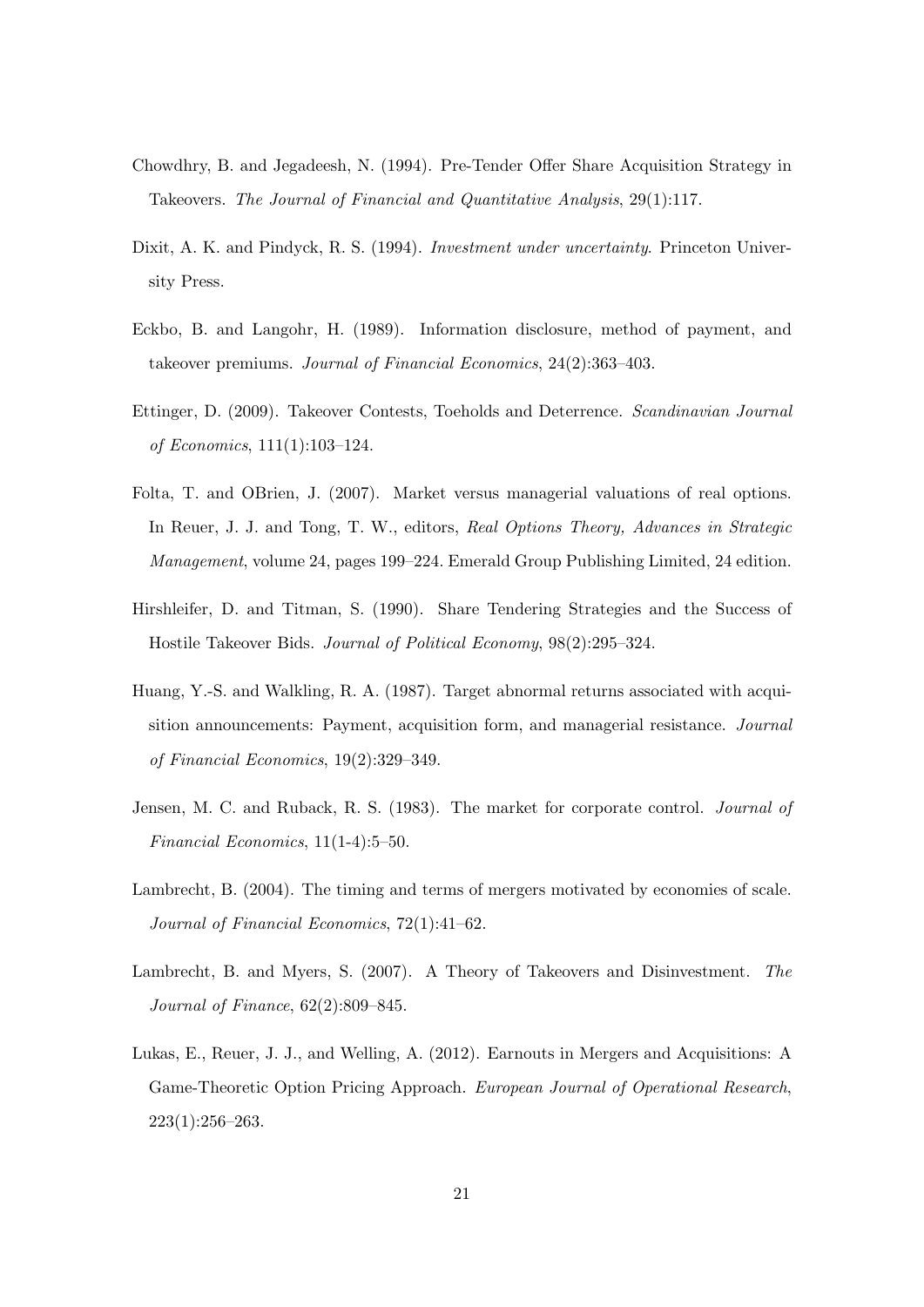Chowdhry, B. and Jegadeesh, N. (1994). Pre-Tender Offer Share Acquisition Strategy in Takeovers. *The Journal of Financial and Quantitative Analysis*, 29(1):117.

Dixit, A. K. and Pindyck, R. S. (1994). *Investment under uncertainty*. Princeton University Press.

Eckbo, B. and Langohr, H. (1989). Information disclosure, method of payment, and takeover premiums. *Journal of Financial Economics*, 24(2):363–403.

Ettinger, D. (2009). Takeover Contests, Toeholds and Deterrence. *Scandinavian Journal of Economics*, 111(1):103–124.

Folta, T. and OBrien, J. (2007). Market versus managerial valuations of real options. In Reuer, J. J. and Tong, T. W., editors, *Real Options Theory, Advances in Strategic Management*, volume 24, pages 199–224. Emerald Group Publishing Limited, 24 edition.

Hirshleifer, D. and Titman, S. (1990). Share Tendering Strategies and the Success of Hostile Takeover Bids. *Journal of Political Economy*, 98(2):295–324.

Huang, Y.-S. and Walkling, R. A. (1987). Target abnormal returns associated with acquisition announcements: Payment, acquisition form, and managerial resistance. *Journal of Financial Economics*, 19(2):329–349.

Jensen, M. C. and Ruback, R. S. (1983). The market for corporate control. *Journal of Financial Economics*, 11(1-4):5–50.

Lambrecht, B. (2004). The timing and terms of mergers motivated by economies of scale. *Journal of Financial Economics*, 72(1):41–62.

Lambrecht, B. and Myers, S. (2007). A Theory of Takeovers and Disinvestment. *The Journal of Finance*, 62(2):809–845.

Lukas, E., Reuer, J. J., and Welling, A. (2012). Earnouts in Mergers and Acquisitions: A Game-Theoretic Option Pricing Approach. *European Journal of Operational Research*, 223(1):256–263.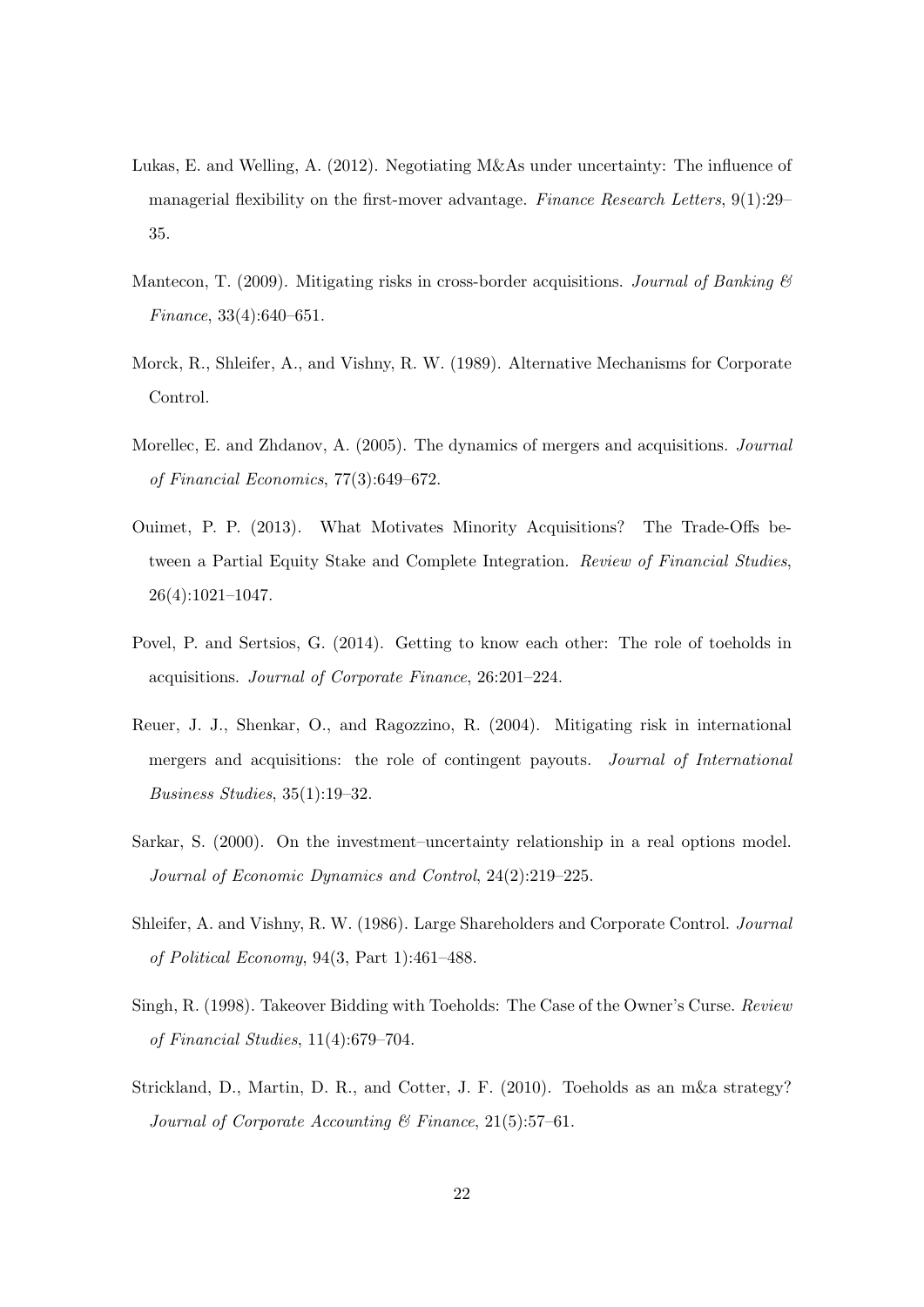Lukas, E. and Welling, A. (2012). Negotiating M&As under uncertainty: The influence of managerial flexibility on the first-mover advantage. *Finance Research Letters*, 9(1):29–35.

Mantecon, T. (2009). Mitigating risks in cross-border acquisitions. *Journal of Banking & Finance*, 33(4):640–651.

Morck, R., Shleifer, A., and Vishny, R. W. (1989). Alternative Mechanisms for Corporate Control.

Morellec, E. and Zhdanov, A. (2005). The dynamics of mergers and acquisitions. *Journal of Financial Economics*, 77(3):649–672.

Ouimet, P. P. (2013). What Motivates Minority Acquisitions? The Trade-Offs between a Partial Equity Stake and Complete Integration. *Review of Financial Studies*, 26(4):1021–1047.

Povel, P. and Sertsios, G. (2014). Getting to know each other: The role of toeholds in acquisitions. *Journal of Corporate Finance*, 26:201–224.

Reuer, J. J., Shenkar, O., and Ragozzino, R. (2004). Mitigating risk in international mergers and acquisitions: the role of contingent payouts. *Journal of International Business Studies*, 35(1):19–32.

Sarkar, S. (2000). On the investment–uncertainty relationship in a real options model. *Journal of Economic Dynamics and Control*, 24(2):219–225.

Shleifer, A. and Vishny, R. W. (1986). Large Shareholders and Corporate Control. *Journal of Political Economy*, 94(3, Part 1):461–488.

Singh, R. (1998). Takeover Bidding with Toeholds: The Case of the Owner's Curse. *Review of Financial Studies*, 11(4):679–704.

Strickland, D., Martin, D. R., and Cotter, J. F. (2010). Toeholds as an m&a strategy? *Journal of Corporate Accounting & Finance*, 21(5):57–61.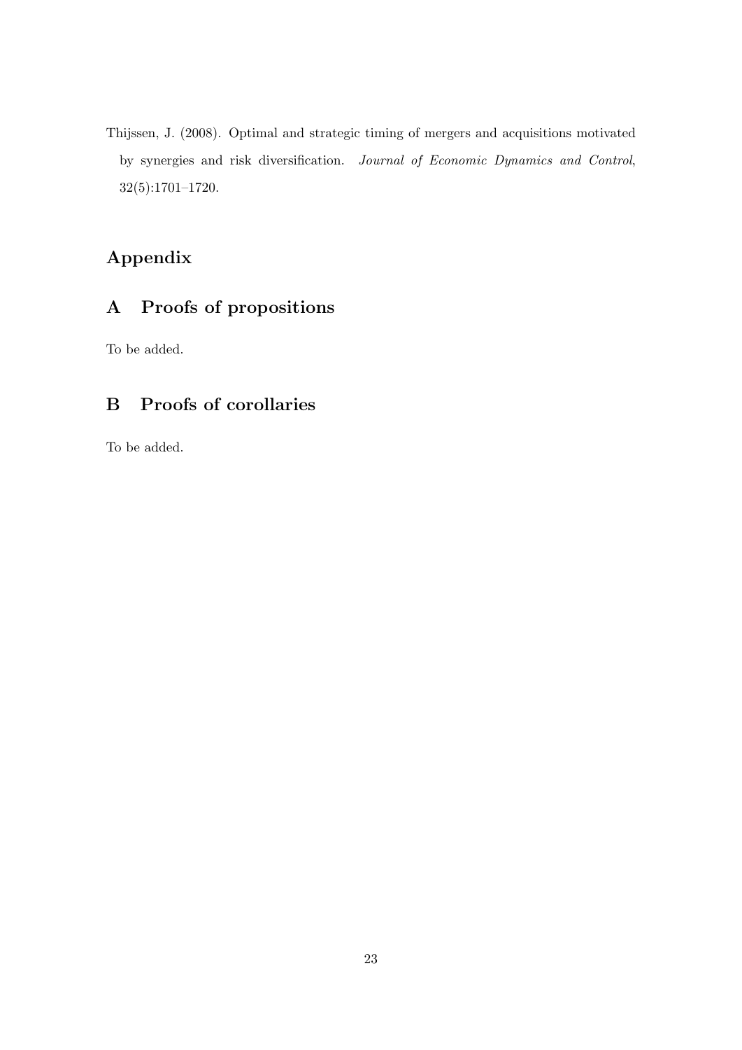Thijssen, J. (2008). Optimal and strategic timing of mergers and acquisitions motivated by synergies and risk diversification. *Journal of Economic Dynamics and Control*, 32(5):1701–1720.

# Appendix

## A Proofs of propositions

To be added.

## B Proofs of corollaries

To be added.